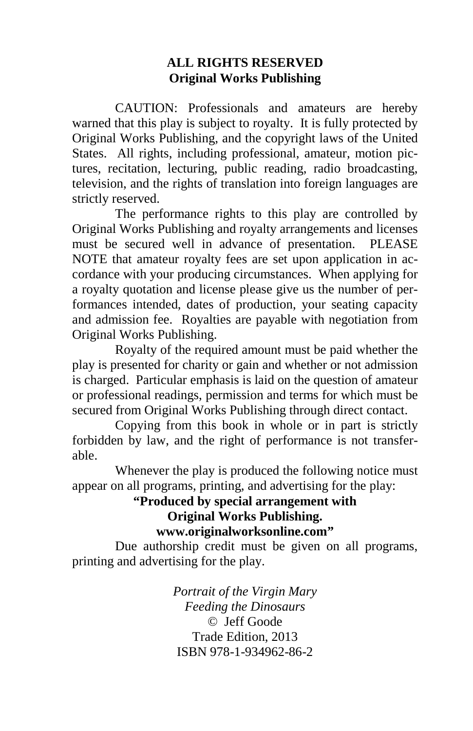**ALL RIGHTS RESERVED**
**Original Works Publishing**

CAUTION: Professionals and amateurs are hereby warned that this play is subject to royalty. It is fully protected by Original Works Publishing, and the copyright laws of the United States. All rights, including professional, amateur, motion pictures, recitation, lecturing, public reading, radio broadcasting, television, and the rights of translation into foreign languages are strictly reserved.

The performance rights to this play are controlled by Original Works Publishing and royalty arrangements and licenses must be secured well in advance of presentation. PLEASE NOTE that amateur royalty fees are set upon application in accordance with your producing circumstances. When applying for a royalty quotation and license please give us the number of performances intended, dates of production, your seating capacity and admission fee. Royalties are payable with negotiation from Original Works Publishing.

Royalty of the required amount must be paid whether the play is presented for charity or gain and whether or not admission is charged. Particular emphasis is laid on the question of amateur or professional readings, permission and terms for which must be secured from Original Works Publishing through direct contact.

Copying from this book in whole or in part is strictly forbidden by law, and the right of performance is not transferable.

Whenever the play is produced the following notice must appear on all programs, printing, and advertising for the play:

**"Produced by special arrangement with**
**Original Works Publishing.**
**www.originalworksonline.com"**

Due authorship credit must be given on all programs, printing and advertising for the play.

*Portrait of the Virgin Mary*
*Feeding the Dinosaurs*
© Jeff Goode
Trade Edition, 2013
ISBN 978-1-934962-86-2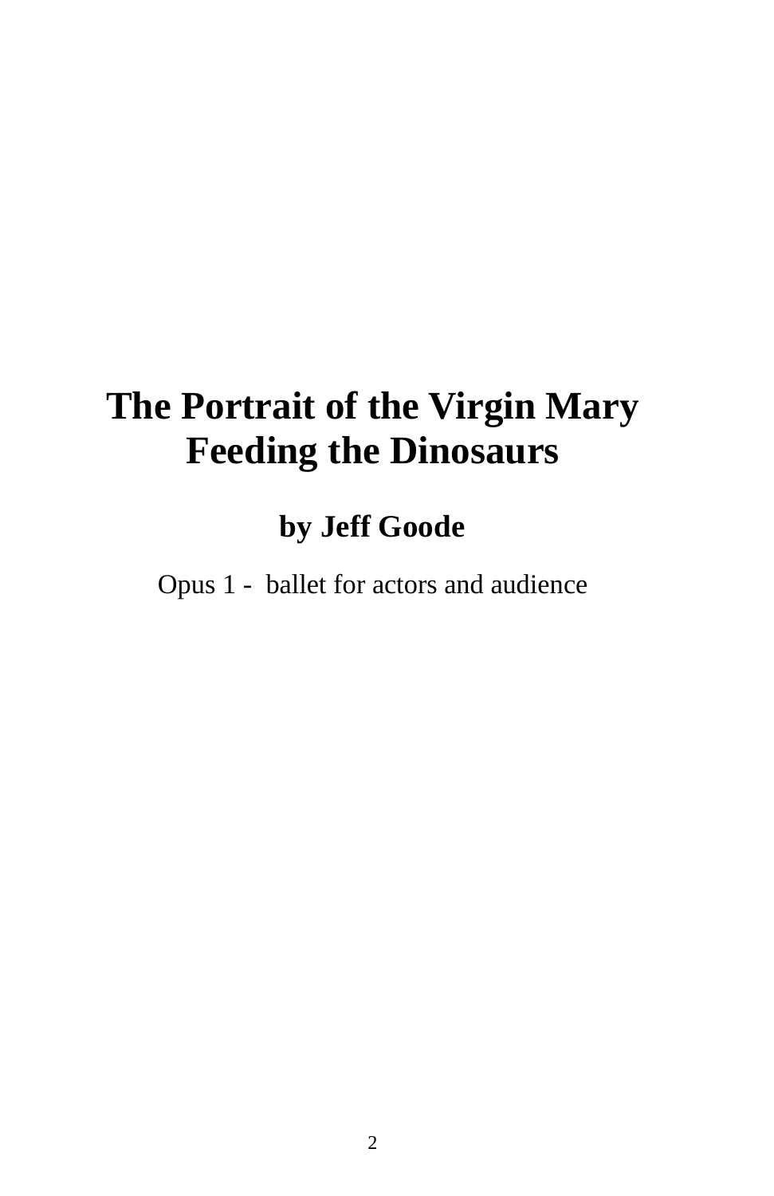# The Portrait of the Virgin Mary Feeding the Dinosaurs

## by Jeff Goode

Opus 1 - ballet for actors and audience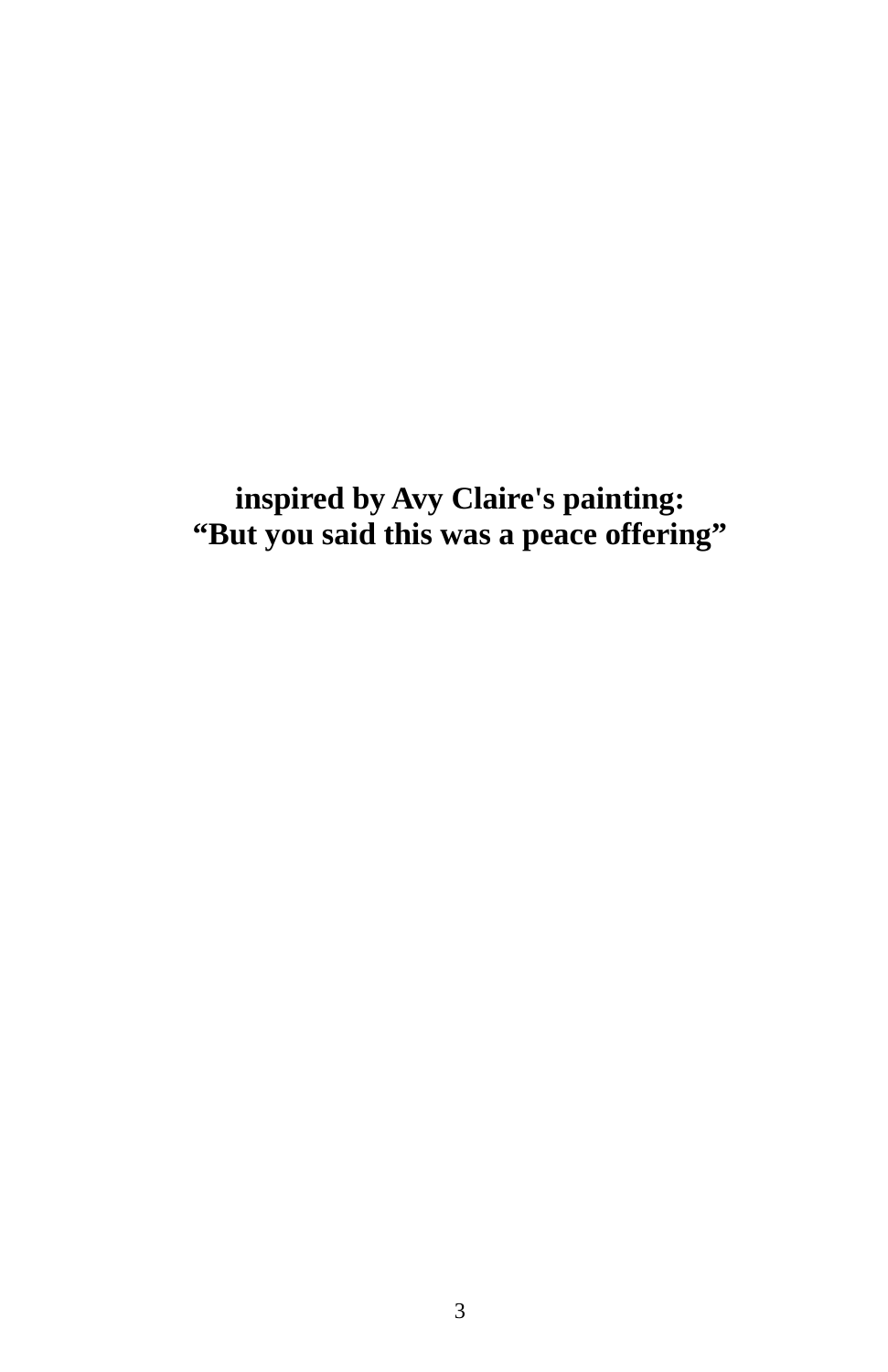**inspired by Avy Claire's painting:**
**“But you said this was a peace offering”**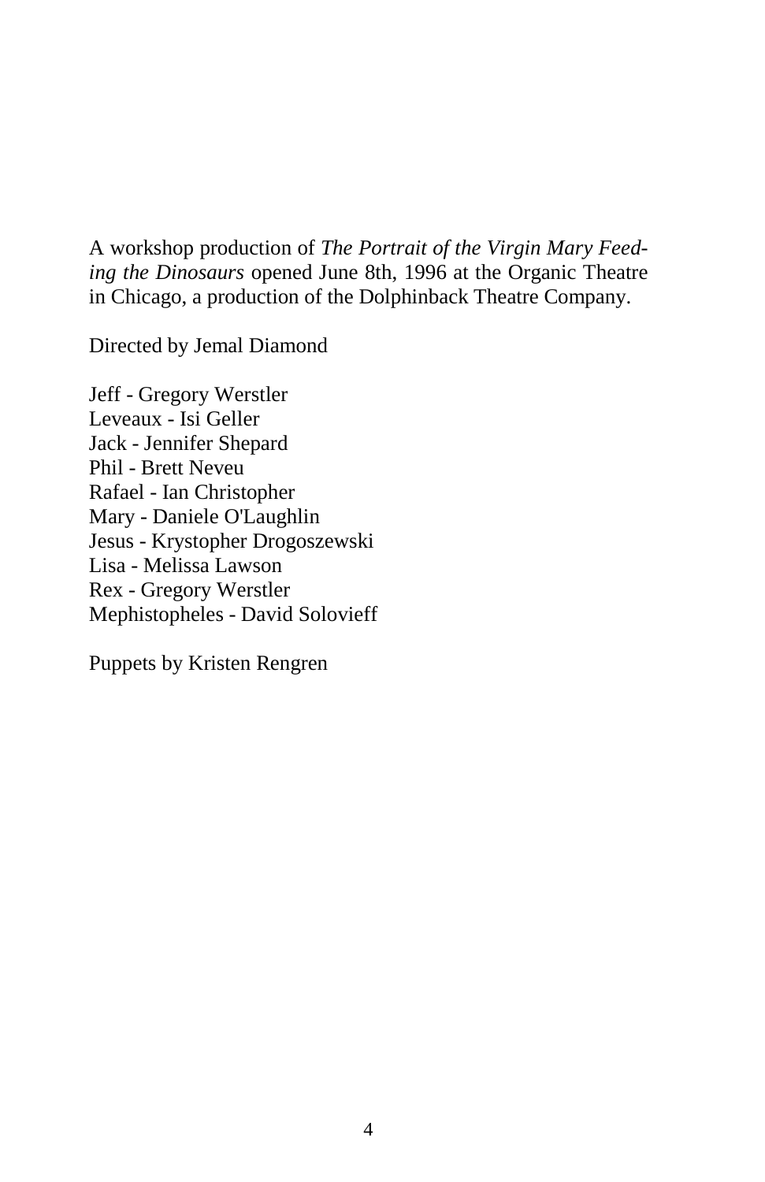A workshop production of *The Portrait of the Virgin Mary Feeding the Dinosaurs* opened June 8th, 1996 at the Organic Theatre in Chicago, a production of the Dolphinback Theatre Company.

Directed by Jemal Diamond

Jeff - Gregory Werstler
Leveaux - Isi Geller
Jack - Jennifer Shepard
Phil - Brett Neveu
Rafael - Ian Christopher
Mary - Daniele O'Laughlin
Jesus - Krystopher Drogoszewski
Lisa - Melissa Lawson
Rex - Gregory Werstler
Mephistopheles - David Solovieff

Puppets by Kristen Rengren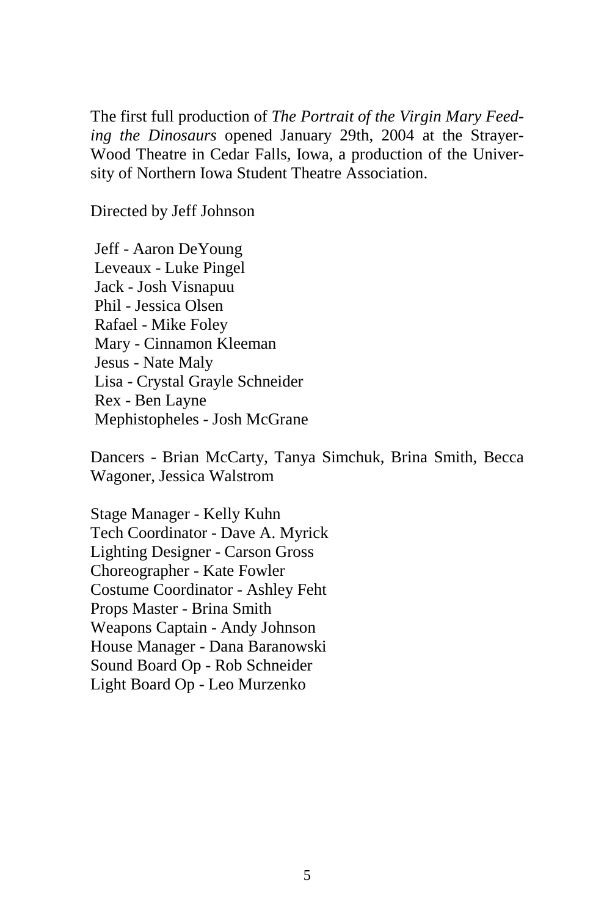The first full production of *The Portrait of the Virgin Mary Feeding the Dinosaurs* opened January 29th, 2004 at the Strayer-Wood Theatre in Cedar Falls, Iowa, a production of the University of Northern Iowa Student Theatre Association.

Directed by Jeff Johnson

Jeff - Aaron DeYoung  
Leveaux - Luke Pingel  
Jack - Josh Visnapuu  
Phil - Jessica Olsen  
Rafael - Mike Foley  
Mary - Cinnamon Kleeman  
Jesus - Nate Maly  
Lisa - Crystal Grayle Schneider  
Rex - Ben Layne  
Mephistopheles - Josh McGrane

Dancers - Brian McCarty, Tanya Simchuk, Brina Smith, Becca Wagoner, Jessica Walstrom

Stage Manager - Kelly Kuhn  
Tech Coordinator - Dave A. Myrick  
Lighting Designer - Carson Gross  
Choreographer - Kate Fowler  
Costume Coordinator - Ashley Feht  
Props Master - Brina Smith  
Weapons Captain - Andy Johnson  
House Manager - Dana Baranowski  
Sound Board Op - Rob Schneider  
Light Board Op - Leo Murzenko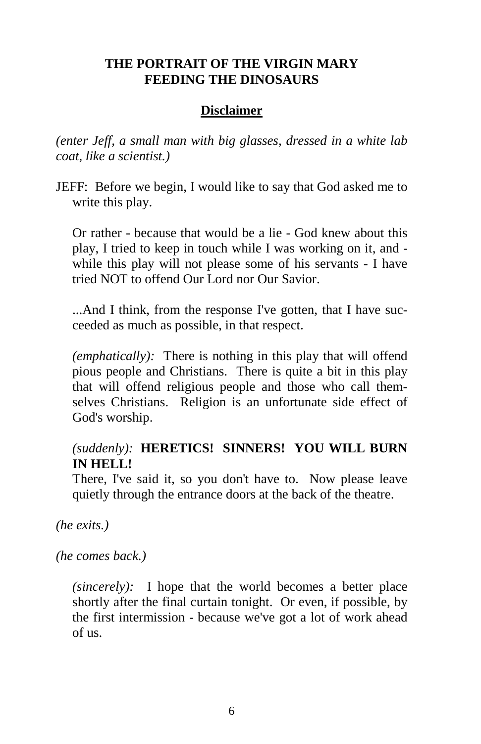**THE PORTRAIT OF THE VIRGIN MARY FEEDING THE DINOSAURS**

**Disclaimer**

*(enter Jeff, a small man with big glasses, dressed in a white lab coat, like a scientist.)*

JEFF: Before we begin, I would like to say that God asked me to write this play.

Or rather - because that would be a lie - God knew about this play, I tried to keep in touch while I was working on it, and - while this play will not please some of his servants - I have tried NOT to offend Our Lord nor Our Savior.

...And I think, from the response I've gotten, that I have succeeded as much as possible, in that respect.

*(emphatically):* There is nothing in this play that will offend pious people and Christians. There is quite a bit in this play that will offend religious people and those who call themselves Christians. Religion is an unfortunate side effect of God's worship.

*(suddenly):* **HERETICS! SINNERS! YOU WILL BURN IN HELL!**
There, I've said it, so you don't have to. Now please leave quietly through the entrance doors at the back of the theatre.

*(he exits.)*

*(he comes back.)*

*(sincerely):* I hope that the world becomes a better place shortly after the final curtain tonight. Or even, if possible, by the first intermission - because we've got a lot of work ahead of us.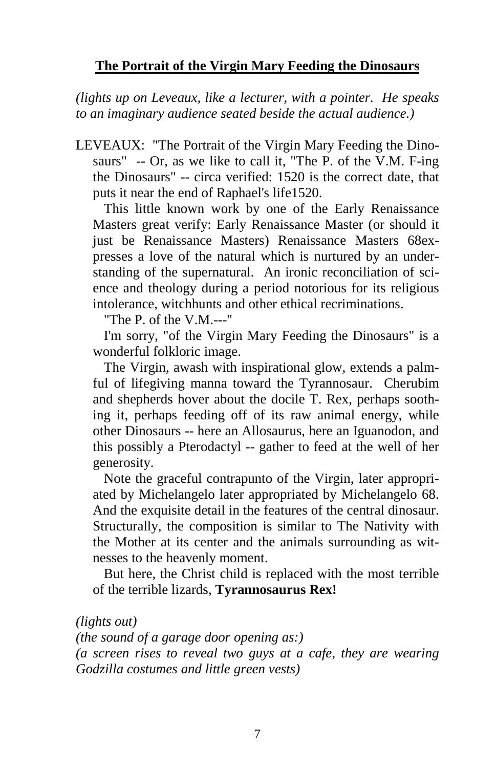## The Portrait of the Virgin Mary Feeding the Dinosaurs

*(lights up on Leveaux, like a lecturer, with a pointer. He speaks to an imaginary audience seated beside the actual audience.)*

LEVEAUX: "The Portrait of the Virgin Mary Feeding the Dinosaurs" -- Or, as we like to call it, "The P. of the V.M. F-ing the Dinosaurs" -- circa verified: 1520 is the correct date, that puts it near the end of Raphael's life1520.

This little known work by one of the Early Renaissance Masters great verify: Early Renaissance Master (or should it just be Renaissance Masters) Renaissance Masters 68expresses a love of the natural which is nurtured by an understanding of the supernatural. An ironic reconciliation of science and theology during a period notorious for its religious intolerance, witchhunts and other ethical recriminations.

"The P. of the V.M.---"

I'm sorry, "of the Virgin Mary Feeding the Dinosaurs" is a wonderful folkloric image.

The Virgin, awash with inspirational glow, extends a palmful of lifegiving manna toward the Tyrannosaur. Cherubim and shepherds hover about the docile T. Rex, perhaps soothing it, perhaps feeding off of its raw animal energy, while other Dinosaurs -- here an Allosaurus, here an Iguanodon, and this possibly a Pterodactyl -- gather to feed at the well of her generosity.

Note the graceful contrapunto of the Virgin, later appropriated by Michelangelo later appropriated by Michelangelo 68. And the exquisite detail in the features of the central dinosaur. Structurally, the composition is similar to The Nativity with the Mother at its center and the animals surrounding as witnesses to the heavenly moment.

But here, the Christ child is replaced with the most terrible of the terrible lizards, **Tyrannosaurus Rex!**

*(lights out)*
*(the sound of a garage door opening as:)*
*(a screen rises to reveal two guys at a cafe, they are wearing Godzilla costumes and little green vests)*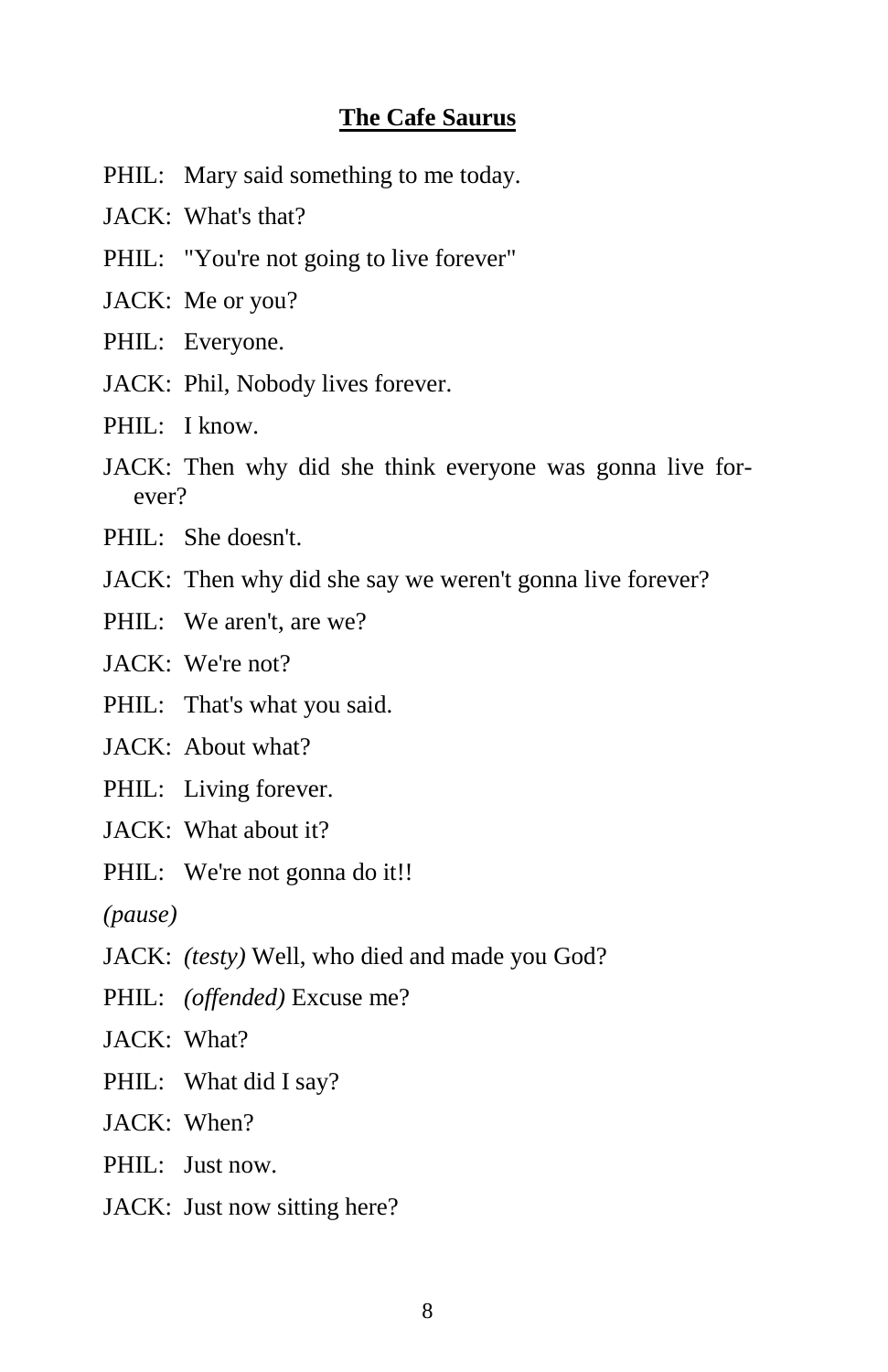**The Cafe Saurus**

PHIL: Mary said something to me today.

JACK: What's that?

PHIL: "You're not going to live forever"

JACK: Me or you?

PHIL: Everyone.

JACK: Phil, Nobody lives forever.

PHIL: I know.

JACK: Then why did she think everyone was gonna live forever?

PHIL: She doesn't.

JACK: Then why did she say we weren't gonna live forever?

PHIL: We aren't, are we?

JACK: We're not?

PHIL: That's what you said.

JACK: About what?

PHIL: Living forever.

JACK: What about it?

PHIL: We're not gonna do it!!

*(pause)*

JACK: *(testy)* Well, who died and made you God?

PHIL: *(offended)* Excuse me?

JACK: What?

PHIL: What did I say?

JACK: When?

PHIL: Just now.

JACK: Just now sitting here?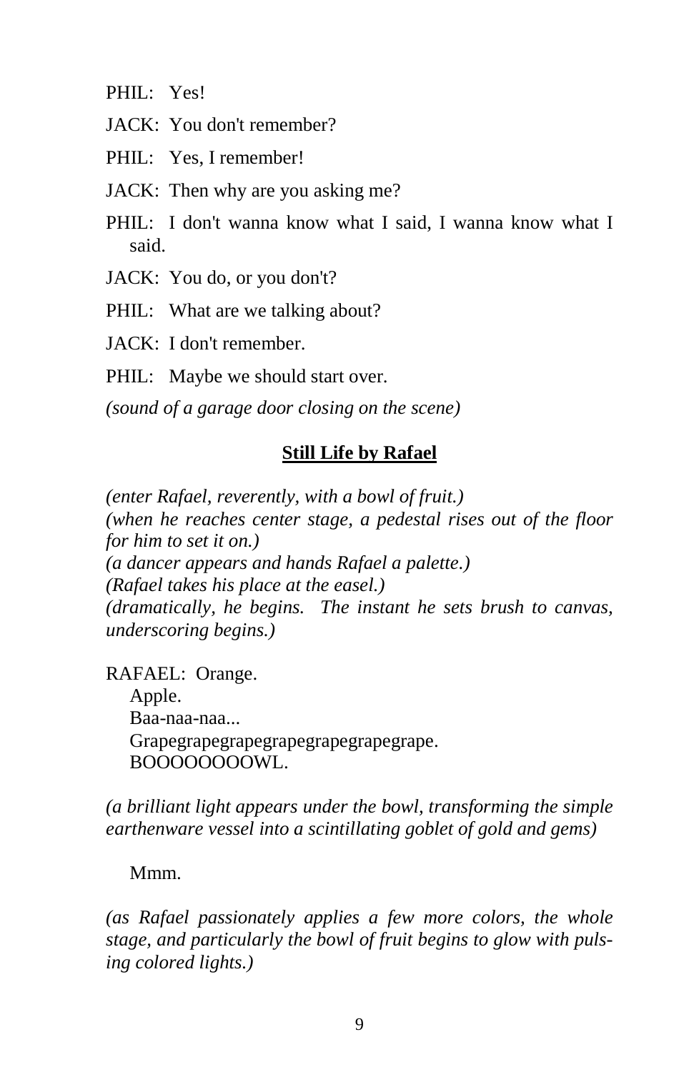PHIL: Yes!

JACK: You don't remember?

PHIL: Yes, I remember!

JACK: Then why are you asking me?

PHIL: I don't wanna know what I said, I wanna know what I said.

JACK: You do, or you don't?

PHIL: What are we talking about?

JACK: I don't remember.

PHIL: Maybe we should start over.

*(sound of a garage door closing on the scene)*

## **Still Life by Rafael**

*(enter Rafael, reverently, with a bowl of fruit.)*
*(when he reaches center stage, a pedestal rises out of the floor for him to set it on.)*
*(a dancer appears and hands Rafael a palette.)*
*(Rafael takes his place at the easel.)*
*(dramatically, he begins. The instant he sets brush to canvas, underscoring begins.)*

RAFAEL: Orange.
Apple.
Baa-naa-naa...
Grapegrapegrapegrapegrapegrapegrape.
BOOOOOOOOWL.

*(a brilliant light appears under the bowl, transforming the simple earthenware vessel into a scintillating goblet of gold and gems)*

Mmm.

*(as Rafael passionately applies a few more colors, the whole stage, and particularly the bowl of fruit begins to glow with pulsing colored lights.)*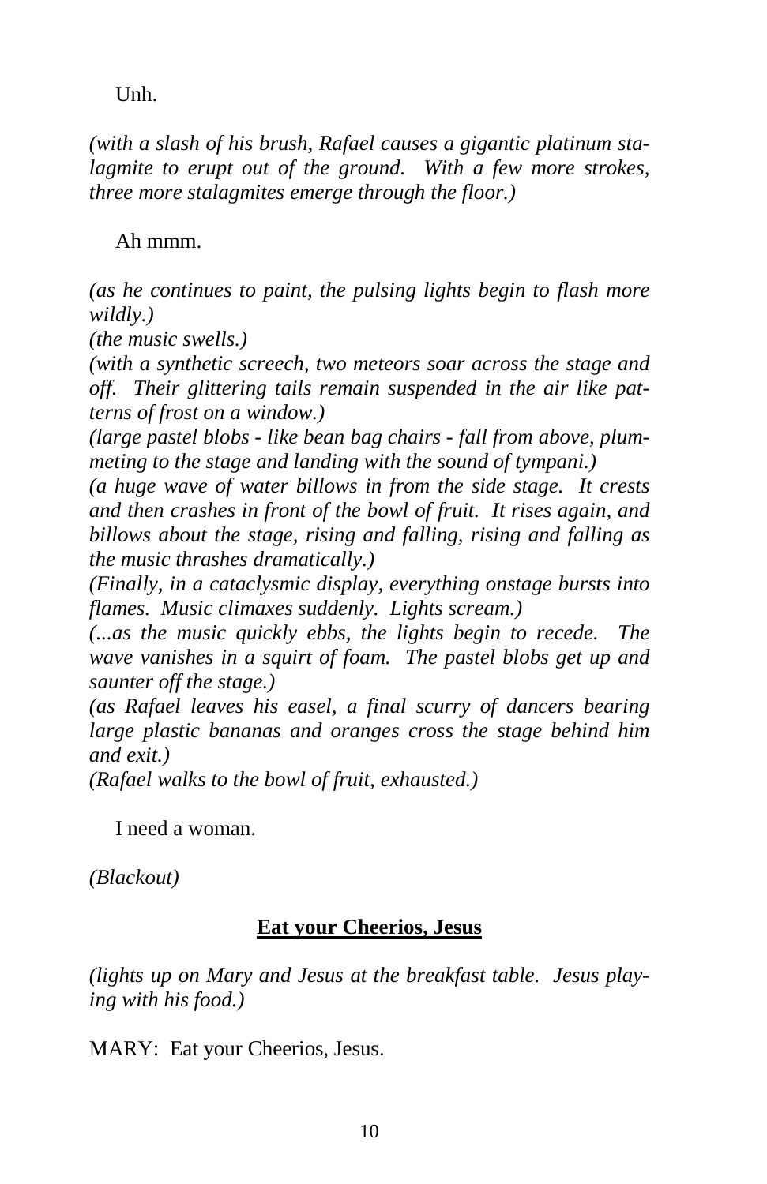Unh.

*(with a slash of his brush, Rafael causes a gigantic platinum stalagmite to erupt out of the ground. With a few more strokes, three more stalagmites emerge through the floor.)*

Ah mmm.

*(as he continues to paint, the pulsing lights begin to flash more wildly.)*
*(the music swells.)*
*(with a synthetic screech, two meteors soar across the stage and off. Their glittering tails remain suspended in the air like patterns of frost on a window.)*
*(large pastel blobs - like bean bag chairs - fall from above, plummeting to the stage and landing with the sound of tympani.)*
*(a huge wave of water billows in from the side stage. It crests and then crashes in front of the bowl of fruit. It rises again, and billows about the stage, rising and falling, rising and falling as the music thrashes dramatically.)*
*(Finally, in a cataclysmic display, everything onstage bursts into flames. Music climaxes suddenly. Lights scream.)*
*(...as the music quickly ebbs, the lights begin to recede. The wave vanishes in a squirt of foam. The pastel blobs get up and saunter off the stage.)*
*(as Rafael leaves his easel, a final scurry of dancers bearing large plastic bananas and oranges cross the stage behind him and exit.)*
*(Rafael walks to the bowl of fruit, exhausted.)*

I need a woman.

*(Blackout)*

## Eat your Cheerios, Jesus

*(lights up on Mary and Jesus at the breakfast table. Jesus playing with his food.)*

MARY: Eat your Cheerios, Jesus.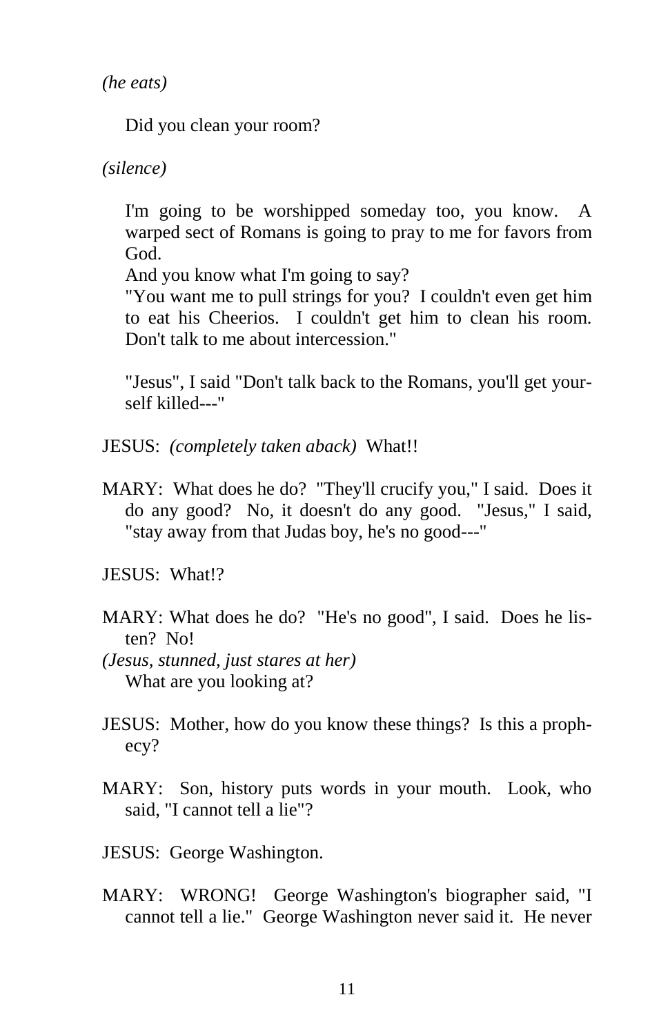*(he eats)*

Did you clean your room?

*(silence)*

I'm going to be worshipped someday too, you know. A warped sect of Romans is going to pray to me for favors from God.
And you know what I'm going to say?
"You want me to pull strings for you? I couldn't even get him to eat his Cheerios. I couldn't get him to clean his room. Don't talk to me about intercession."

"Jesus", I said "Don't talk back to the Romans, you'll get yourself killed---"

JESUS: *(completely taken aback)* What!!

MARY: What does he do? "They'll crucify you," I said. Does it do any good? No, it doesn't do any good. "Jesus," I said, "stay away from that Judas boy, he's no good---"

JESUS: What!?

MARY: What does he do? "He's no good", I said. Does he listen? No!
*(Jesus, stunned, just stares at her)*
What are you looking at?

JESUS: Mother, how do you know these things? Is this a prophecy?

MARY: Son, history puts words in your mouth. Look, who said, "I cannot tell a lie"?

JESUS: George Washington.

MARY: WRONG! George Washington's biographer said, "I cannot tell a lie." George Washington never said it. He never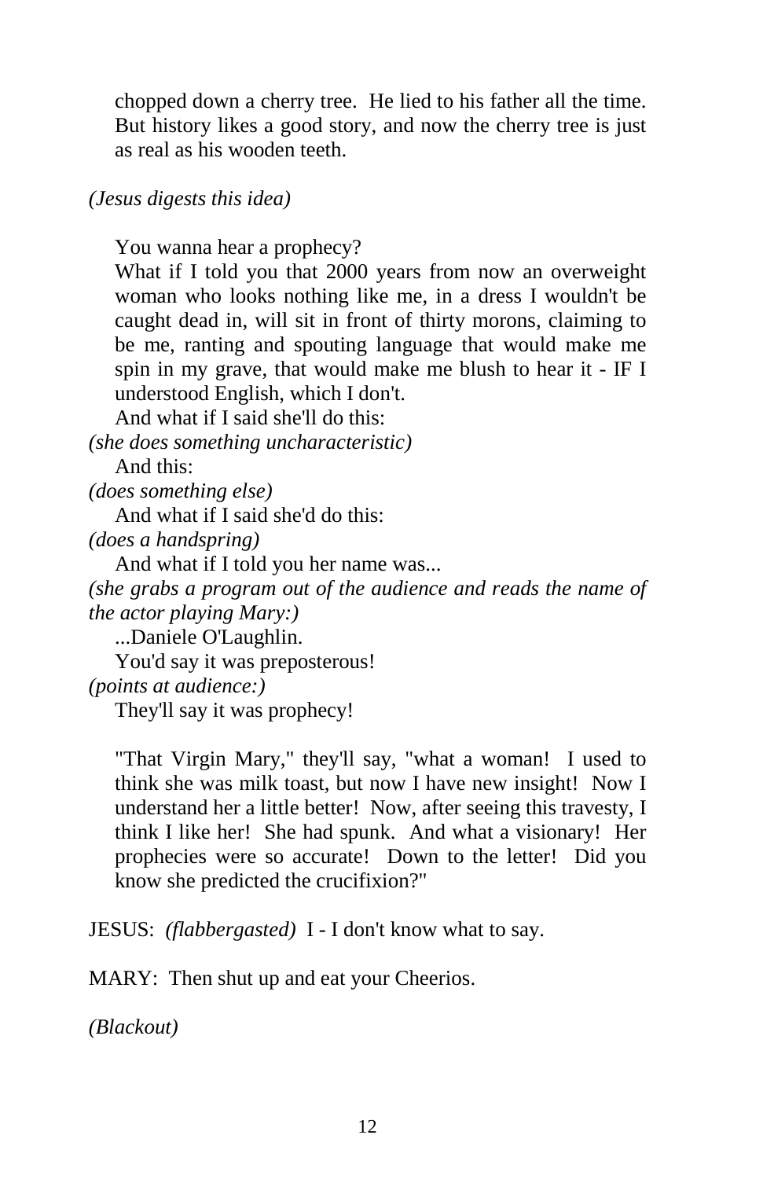chopped down a cherry tree. He lied to his father all the time. But history likes a good story, and now the cherry tree is just as real as his wooden teeth.

*(Jesus digests this idea)*

You wanna hear a prophecy?

What if I told you that 2000 years from now an overweight woman who looks nothing like me, in a dress I wouldn't be caught dead in, will sit in front of thirty morons, claiming to be me, ranting and spouting language that would make me spin in my grave, that would make me blush to hear it - IF I understood English, which I don't.

And what if I said she'll do this:

*(she does something uncharacteristic)*

And this:

*(does something else)*

And what if I said she'd do this:

*(does a handspring)*

And what if I told you her name was...

*(she grabs a program out of the audience and reads the name of the actor playing Mary:)*

...Daniele O'Laughlin.

You'd say it was preposterous!

*(points at audience:)*

They'll say it was prophecy!

"That Virgin Mary," they'll say, "what a woman! I used to think she was milk toast, but now I have new insight! Now I understand her a little better! Now, after seeing this travesty, I think I like her! She had spunk. And what a visionary! Her prophecies were so accurate! Down to the letter! Did you know she predicted the crucifixion?"

JESUS: *(flabbergasted)* I - I don't know what to say.

MARY: Then shut up and eat your Cheerios.

*(Blackout)*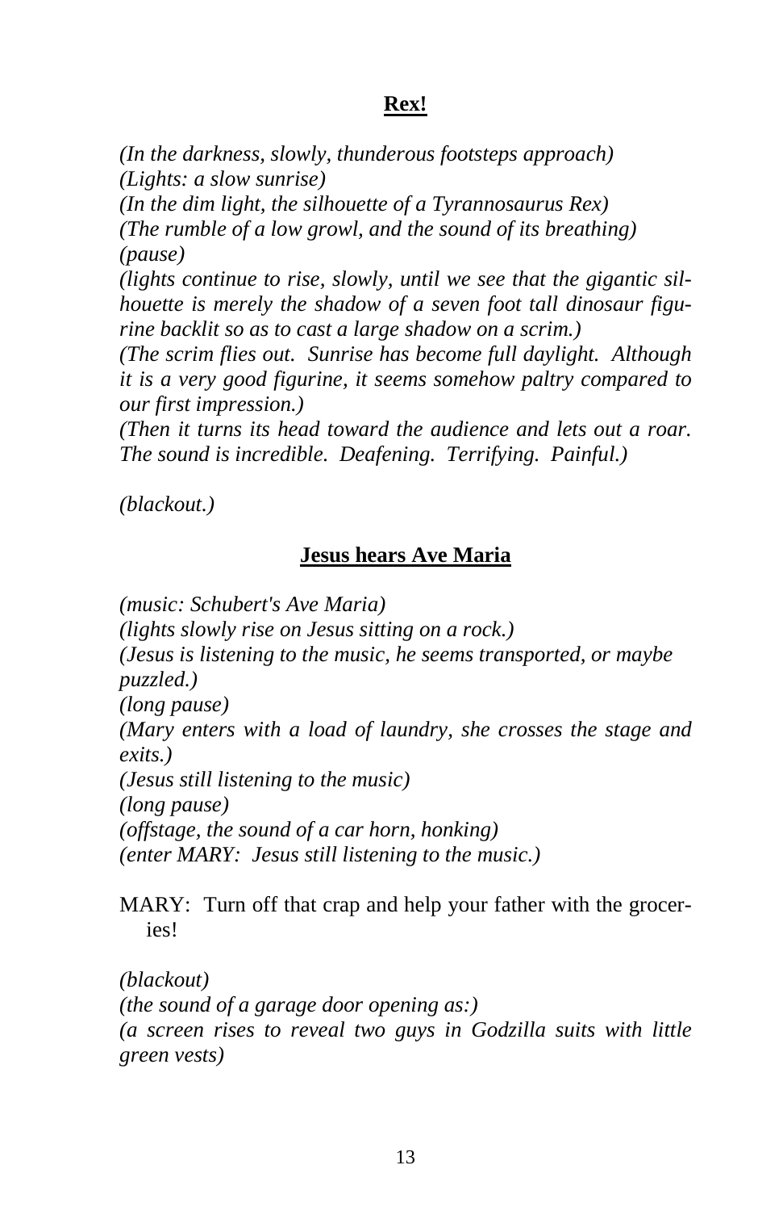## **Rex!**

*(In the darkness, slowly, thunderous footsteps approach)*
*(Lights: a slow sunrise)*
*(In the dim light, the silhouette of a Tyrannosaurus Rex)*
*(The rumble of a low growl, and the sound of its breathing)*
*(pause)*
*(lights continue to rise, slowly, until we see that the gigantic silhouette is merely the shadow of a seven foot tall dinosaur figurine backlit so as to cast a large shadow on a scrim.)*
*(The scrim flies out. Sunrise has become full daylight. Although it is a very good figurine, it seems somehow paltry compared to our first impression.)*
*(Then it turns its head toward the audience and lets out a roar. The sound is incredible. Deafening. Terrifying. Painful.)*

*(blackout.)*

## **Jesus hears Ave Maria**

*(music: Schubert's Ave Maria)*
*(lights slowly rise on Jesus sitting on a rock.)*
*(Jesus is listening to the music, he seems transported, or maybe puzzled.)*
*(long pause)*
*(Mary enters with a load of laundry, she crosses the stage and exits.)*
*(Jesus still listening to the music)*
*(long pause)*
*(offstage, the sound of a car horn, honking)*
*(enter MARY: Jesus still listening to the music.)*

MARY: Turn off that crap and help your father with the groceries!

*(blackout)*
*(the sound of a garage door opening as:)*
*(a screen rises to reveal two guys in Godzilla suits with little green vests)*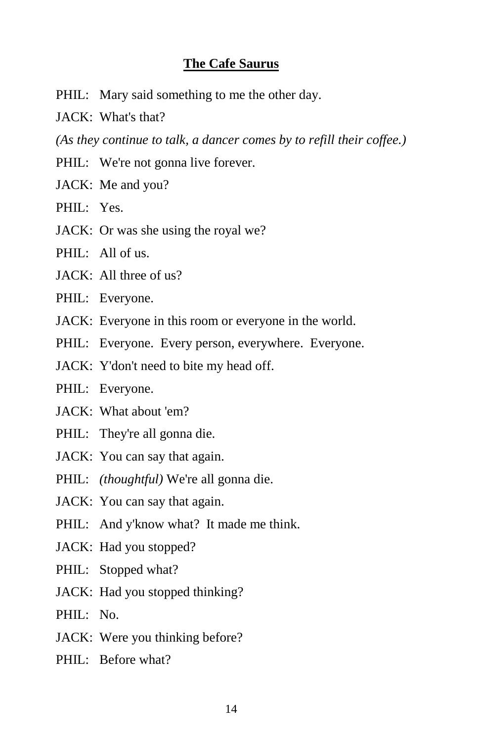**The Cafe Saurus**

PHIL: Mary said something to me the other day.

JACK: What's that?

*(As they continue to talk, a dancer comes by to refill their coffee.)*

PHIL: We're not gonna live forever.

JACK: Me and you?

PHIL: Yes.

JACK: Or was she using the royal we?

PHIL: All of us.

JACK: All three of us?

PHIL: Everyone.

JACK: Everyone in this room or everyone in the world.

PHIL: Everyone. Every person, everywhere. Everyone.

JACK: Y'don't need to bite my head off.

PHIL: Everyone.

JACK: What about 'em?

PHIL: They're all gonna die.

JACK: You can say that again.

PHIL: *(thoughtful)* We're all gonna die.

JACK: You can say that again.

PHIL: And y'know what? It made me think.

JACK: Had you stopped?

PHIL: Stopped what?

JACK: Had you stopped thinking?

PHIL: No.

JACK: Were you thinking before?

PHIL: Before what?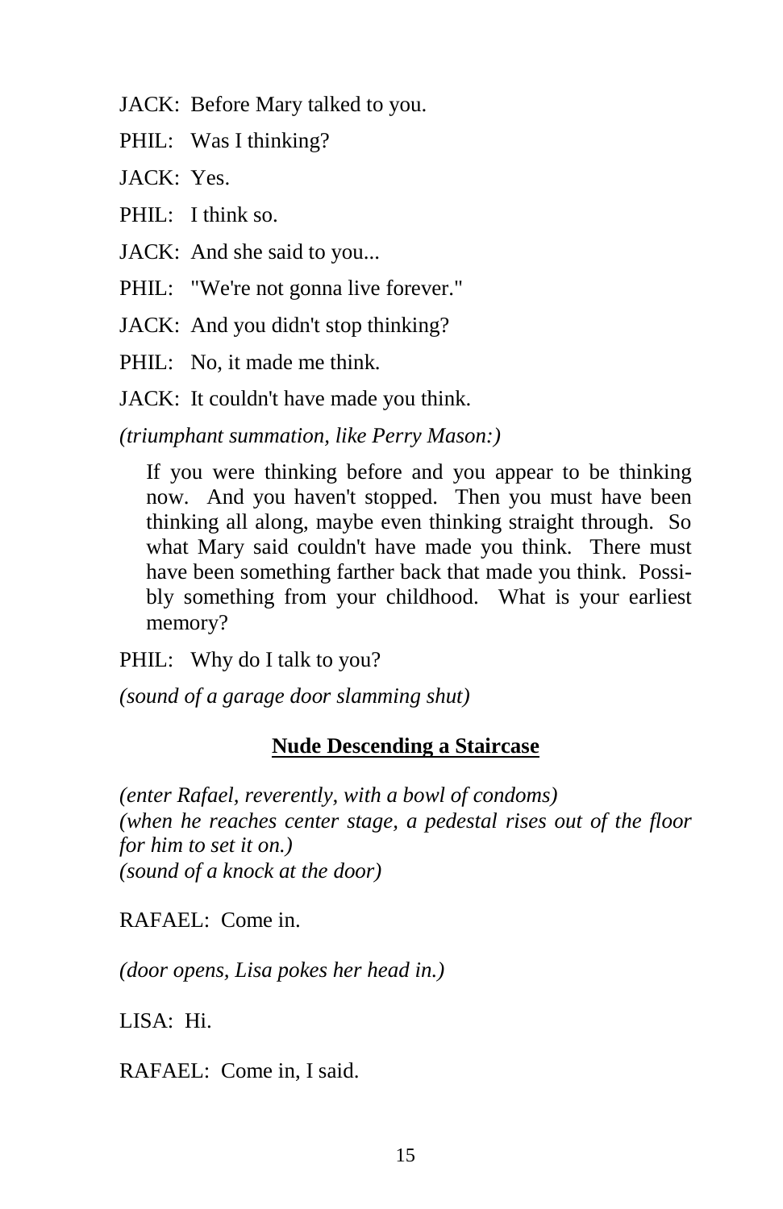JACK: Before Mary talked to you.

PHIL: Was I thinking?

JACK: Yes.

PHIL: I think so.

JACK: And she said to you...

PHIL: "We're not gonna live forever."

JACK: And you didn't stop thinking?

PHIL: No, it made me think.

JACK: It couldn't have made you think.

*(triumphant summation, like Perry Mason:)*

> If you were thinking before and you appear to be thinking now. And you haven't stopped. Then you must have been thinking all along, maybe even thinking straight through. So what Mary said couldn't have made you think. There must have been something farther back that made you think. Possibly something from your childhood. What is your earliest memory?

PHIL: Why do I talk to you?

*(sound of a garage door slamming shut)*

## **Nude Descending a Staircase**

*(enter Rafael, reverently, with a bowl of condoms)*
*(when he reaches center stage, a pedestal rises out of the floor for him to set it on.)*
*(sound of a knock at the door)*

RAFAEL: Come in.

*(door opens, Lisa pokes her head in.)*

LISA: Hi.

RAFAEL: Come in, I said.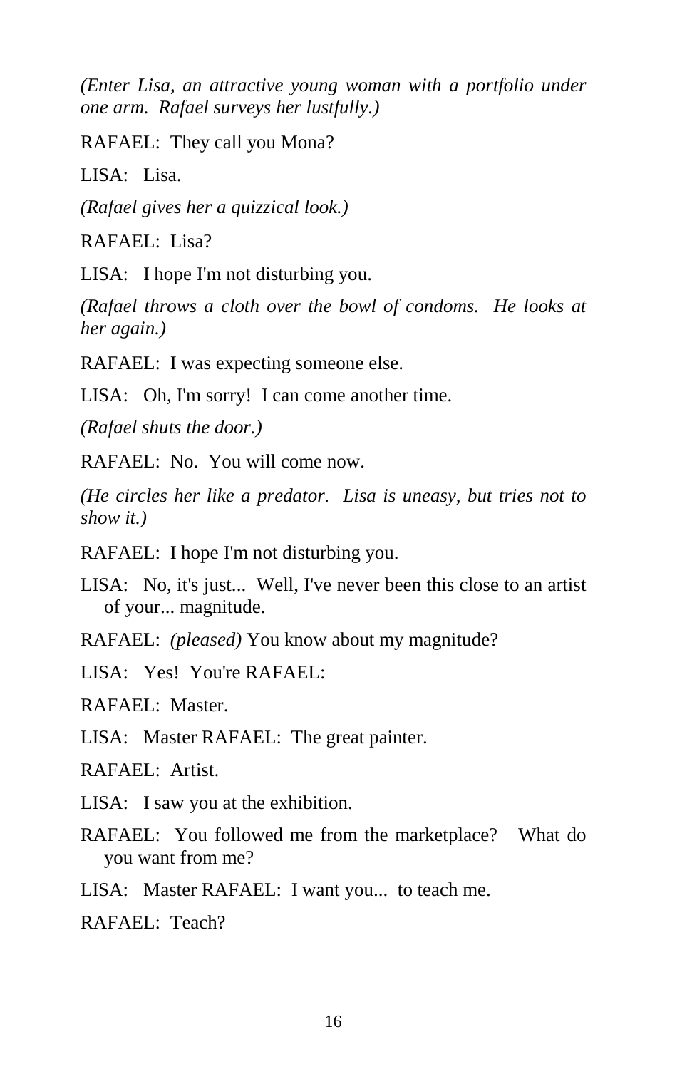*(Enter Lisa, an attractive young woman with a portfolio under one arm. Rafael surveys her lustfully.)*

RAFAEL: They call you Mona?

LISA: Lisa.

*(Rafael gives her a quizzical look.)*

RAFAEL: Lisa?

LISA: I hope I'm not disturbing you.

*(Rafael throws a cloth over the bowl of condoms. He looks at her again.)*

RAFAEL: I was expecting someone else.

LISA: Oh, I'm sorry! I can come another time.

*(Rafael shuts the door.)*

RAFAEL: No. You will come now.

*(He circles her like a predator. Lisa is uneasy, but tries not to show it.)*

RAFAEL: I hope I'm not disturbing you.

LISA: No, it's just... Well, I've never been this close to an artist of your... magnitude.

RAFAEL: *(pleased)* You know about my magnitude?

LISA: Yes! You're RAFAEL:

RAFAEL: Master.

LISA: Master RAFAEL: The great painter.

RAFAEL: Artist.

LISA: I saw you at the exhibition.

RAFAEL: You followed me from the marketplace? What do you want from me?

LISA: Master RAFAEL: I want you... to teach me.

RAFAEL: Teach?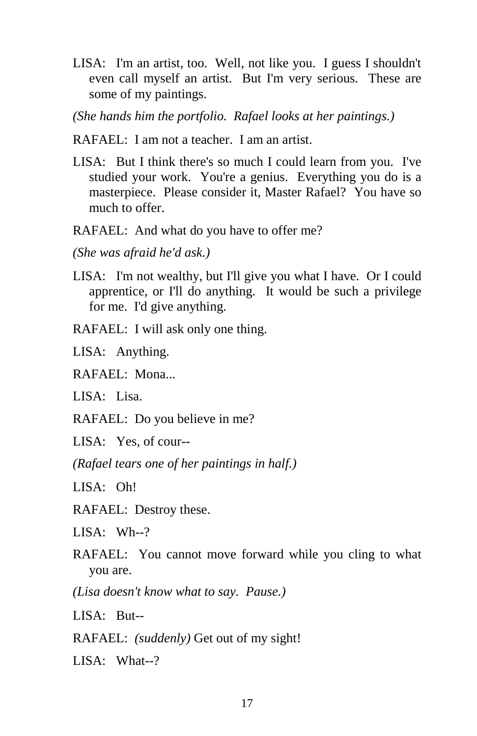LISA: I'm an artist, too. Well, not like you. I guess I shouldn't even call myself an artist. But I'm very serious. These are some of my paintings.

*(She hands him the portfolio. Rafael looks at her paintings.)*

RAFAEL: I am not a teacher. I am an artist.

LISA: But I think there's so much I could learn from you. I've studied your work. You're a genius. Everything you do is a masterpiece. Please consider it, Master Rafael? You have so much to offer.

RAFAEL: And what do you have to offer me?

*(She was afraid he'd ask.)*

LISA: I'm not wealthy, but I'll give you what I have. Or I could apprentice, or I'll do anything. It would be such a privilege for me. I'd give anything.

RAFAEL: I will ask only one thing.

LISA: Anything.

RAFAEL: Mona...

LISA: Lisa.

RAFAEL: Do you believe in me?

LISA: Yes, of cour--

*(Rafael tears one of her paintings in half.)*

LISA: Oh!

RAFAEL: Destroy these.

LISA: Wh--?

RAFAEL: You cannot move forward while you cling to what you are.

*(Lisa doesn't know what to say. Pause.)*

LISA: But--

RAFAEL: *(suddenly)* Get out of my sight!

LISA: What--?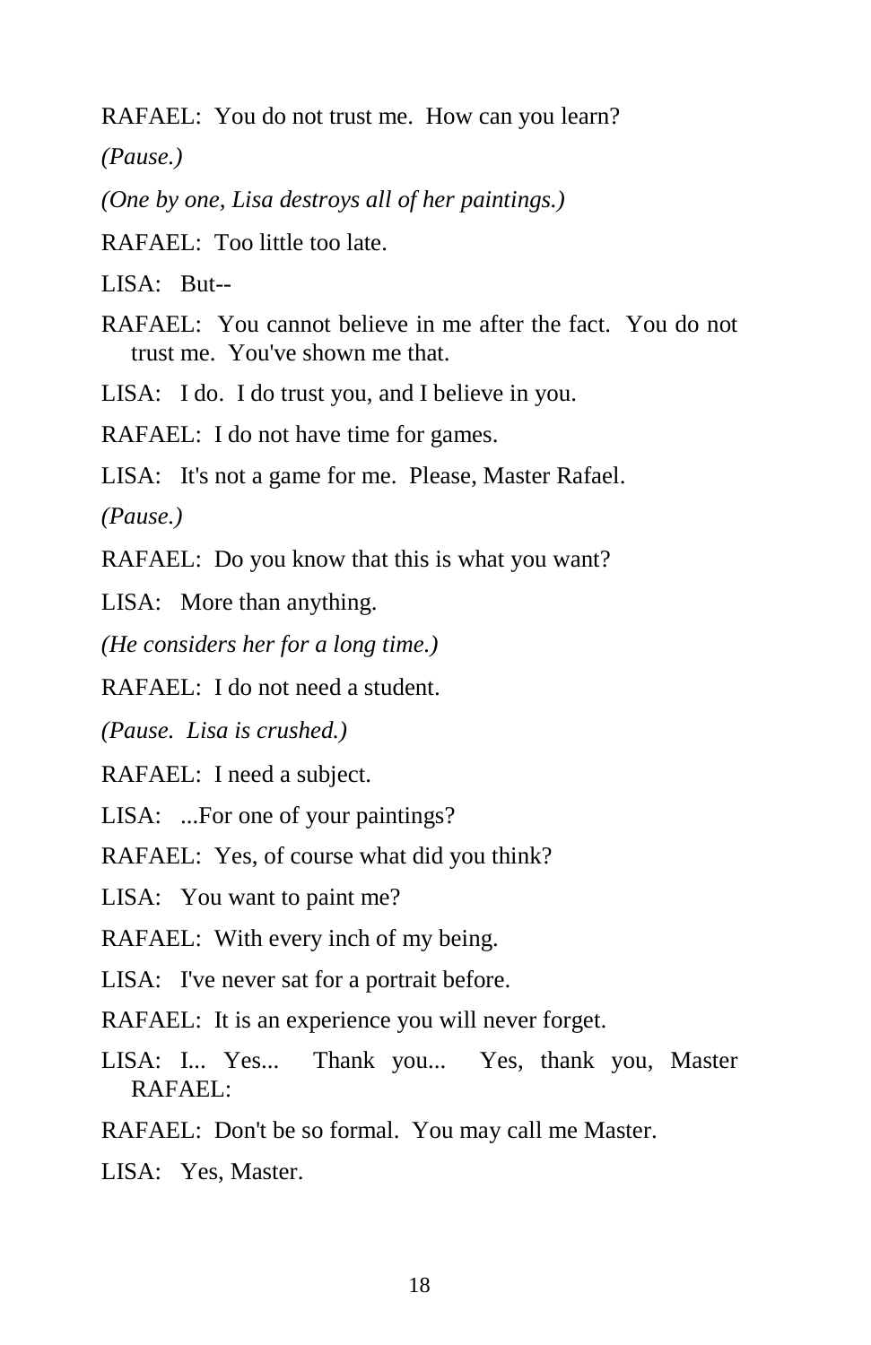RAFAEL:  You do not trust me.  How can you learn?

*(Pause.)*

*(One by one, Lisa destroys all of her paintings.)*

RAFAEL:  Too little too late.

LISA:   But--

RAFAEL:  You cannot believe in me after the fact.  You do not trust me.  You've shown me that.

LISA:   I do.  I do trust you, and I believe in you.

RAFAEL:  I do not have time for games.

LISA:   It's not a game for me.  Please, Master Rafael.

*(Pause.)*

RAFAEL:  Do you know that this is what you want?

LISA:   More than anything.

*(He considers her for a long time.)*

RAFAEL:  I do not need a student.

*(Pause.  Lisa is crushed.)*

RAFAEL:  I need a subject.

LISA:   ...For one of your paintings?

RAFAEL:  Yes, of course what did you think?

LISA:   You want to paint me?

RAFAEL:  With every inch of my being.

LISA:   I've never sat for a portrait before.

RAFAEL:  It is an experience you will never forget.

LISA:  I...  Yes...   Thank you...   Yes, thank you, Master RAFAEL:

RAFAEL:  Don't be so formal.  You may call me Master.

LISA:   Yes, Master.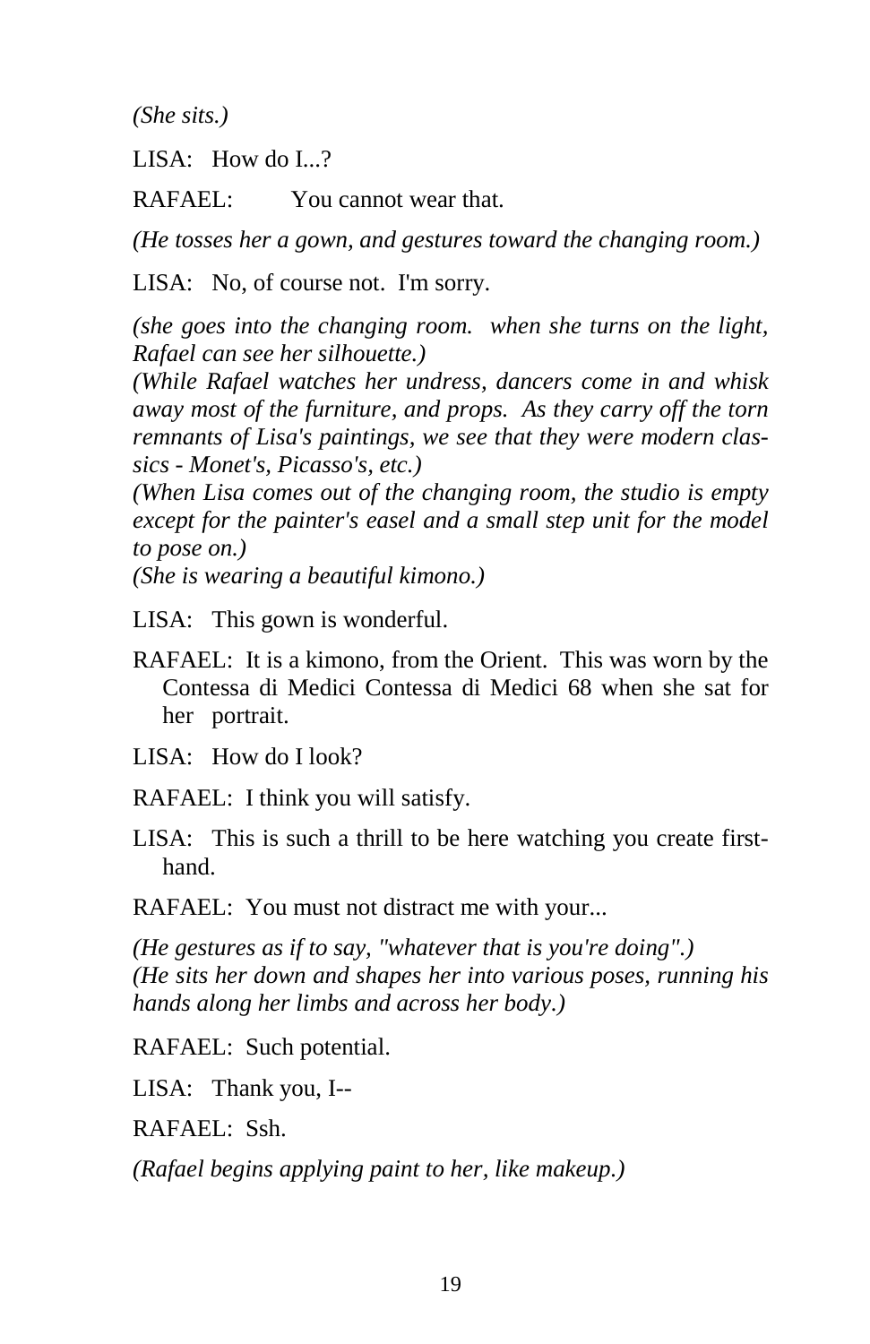*(She sits.)*

LISA: How do I...?

RAFAEL: You cannot wear that.

*(He tosses her a gown, and gestures toward the changing room.)*

LISA: No, of course not. I'm sorry.

*(she goes into the changing room. when she turns on the light, Rafael can see her silhouette.)*
*(While Rafael watches her undress, dancers come in and whisk away most of the furniture, and props. As they carry off the torn remnants of Lisa's paintings, we see that they were modern classics - Monet's, Picasso's, etc.)*
*(When Lisa comes out of the changing room, the studio is empty except for the painter's easel and a small step unit for the model to pose on.)*
*(She is wearing a beautiful kimono.)*

LISA: This gown is wonderful.

RAFAEL: It is a kimono, from the Orient. This was worn by the Contessa di Medici Contessa di Medici 68 when she sat for her portrait.

LISA: How do I look?

RAFAEL: I think you will satisfy.

LISA: This is such a thrill to be here watching you create first-hand.

RAFAEL: You must not distract me with your...

*(He gestures as if to say, "whatever that is you're doing".)*
*(He sits her down and shapes her into various poses, running his hands along her limbs and across her body.)*

RAFAEL: Such potential.

LISA: Thank you, I--

RAFAEL: Ssh.

*(Rafael begins applying paint to her, like makeup.)*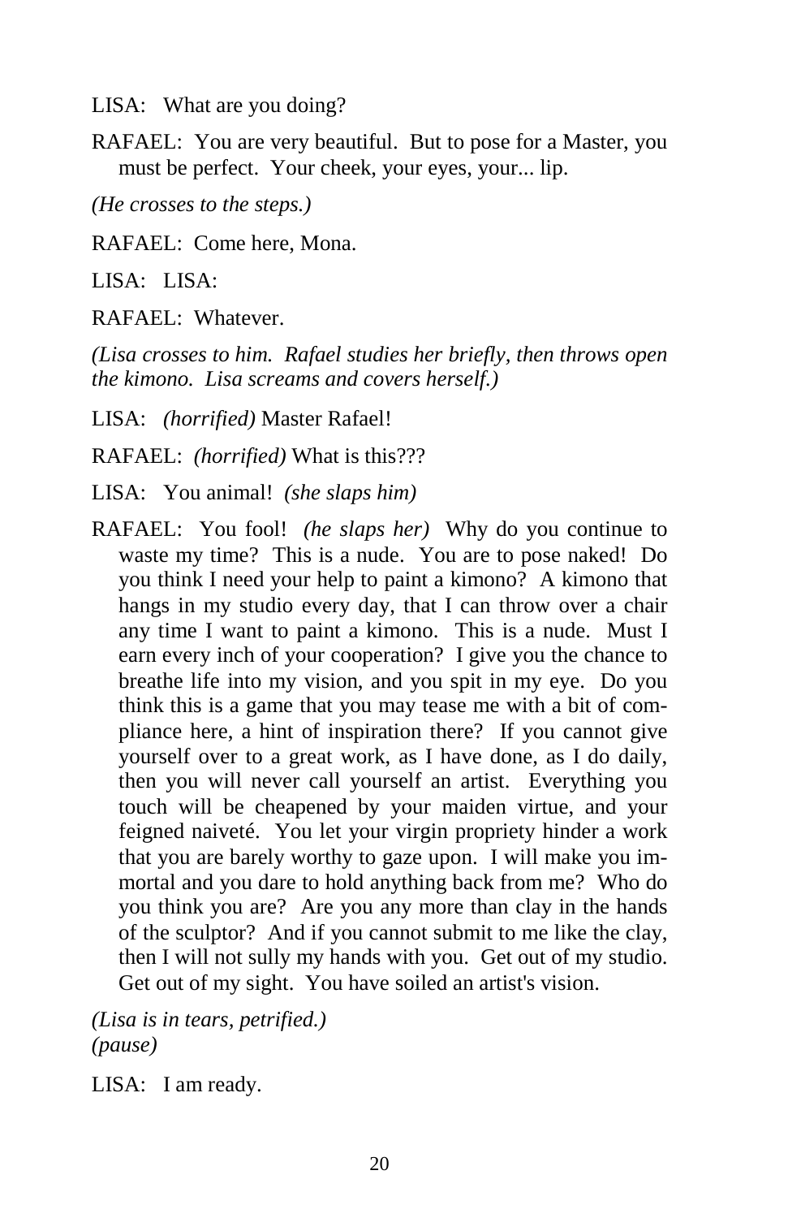LISA: What are you doing?

RAFAEL: You are very beautiful. But to pose for a Master, you must be perfect. Your cheek, your eyes, your... lip.

*(He crosses to the steps.)*

RAFAEL: Come here, Mona.

LISA: LISA:

RAFAEL: Whatever.

*(Lisa crosses to him. Rafael studies her briefly, then throws open the kimono. Lisa screams and covers herself.)*

LISA: *(horrified)* Master Rafael!

RAFAEL: *(horrified)* What is this???

LISA: You animal! *(she slaps him)*

RAFAEL: You fool! *(he slaps her)* Why do you continue to waste my time? This is a nude. You are to pose naked! Do you think I need your help to paint a kimono? A kimono that hangs in my studio every day, that I can throw over a chair any time I want to paint a kimono. This is a nude. Must I earn every inch of your cooperation? I give you the chance to breathe life into my vision, and you spit in my eye. Do you think this is a game that you may tease me with a bit of compliance here, a hint of inspiration there? If you cannot give yourself over to a great work, as I have done, as I do daily, then you will never call yourself an artist. Everything you touch will be cheapened by your maiden virtue, and your feigned naiveté. You let your virgin propriety hinder a work that you are barely worthy to gaze upon. I will make you immortal and you dare to hold anything back from me? Who do you think you are? Are you any more than clay in the hands of the sculptor? And if you cannot submit to me like the clay, then I will not sully my hands with you. Get out of my studio. Get out of my sight. You have soiled an artist's vision.

*(Lisa is in tears, petrified.)*
*(pause)*

LISA: I am ready.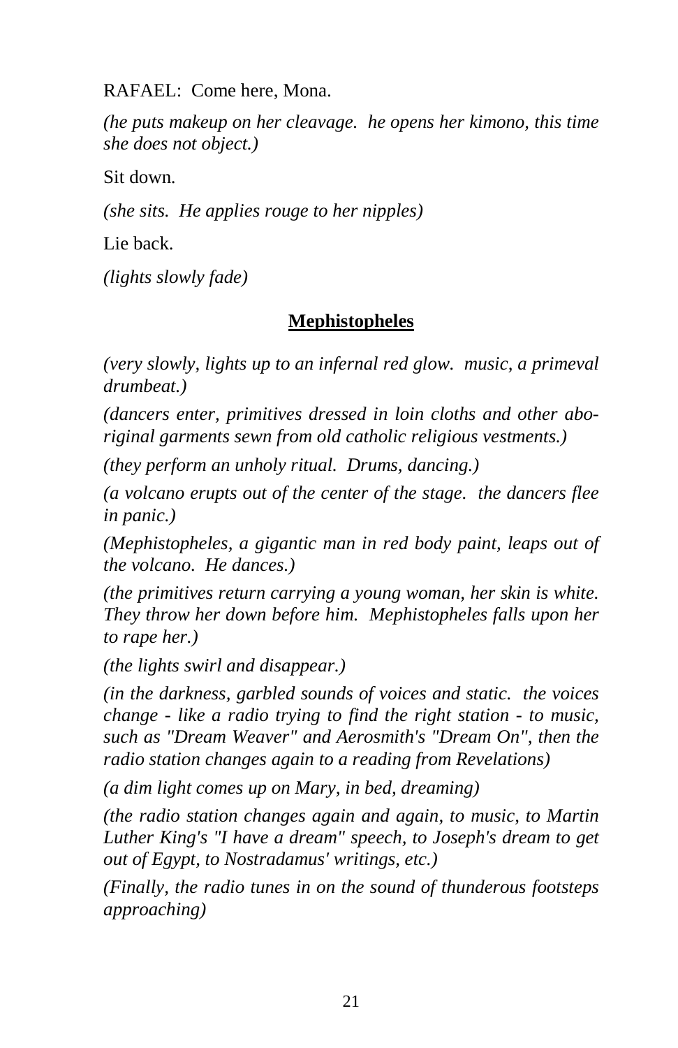RAFAEL: Come here, Mona.

*(he puts makeup on her cleavage. he opens her kimono, this time she does not object.)*

Sit down.

*(she sits. He applies rouge to her nipples)*

Lie back.

*(lights slowly fade)*

## **Mephistopheles**

*(very slowly, lights up to an infernal red glow. music, a primeval drumbeat.)*

*(dancers enter, primitives dressed in loin cloths and other aboriginal garments sewn from old catholic religious vestments.)*

*(they perform an unholy ritual. Drums, dancing.)*

*(a volcano erupts out of the center of the stage. the dancers flee in panic.)*

*(Mephistopheles, a gigantic man in red body paint, leaps out of the volcano. He dances.)*

*(the primitives return carrying a young woman, her skin is white. They throw her down before him. Mephistopheles falls upon her to rape her.)*

*(the lights swirl and disappear.)*

*(in the darkness, garbled sounds of voices and static. the voices change - like a radio trying to find the right station - to music, such as "Dream Weaver" and Aerosmith's "Dream On", then the radio station changes again to a reading from Revelations)*

*(a dim light comes up on Mary, in bed, dreaming)*

*(the radio station changes again and again, to music, to Martin Luther King's "I have a dream" speech, to Joseph's dream to get out of Egypt, to Nostradamus' writings, etc.)*

*(Finally, the radio tunes in on the sound of thunderous footsteps approaching)*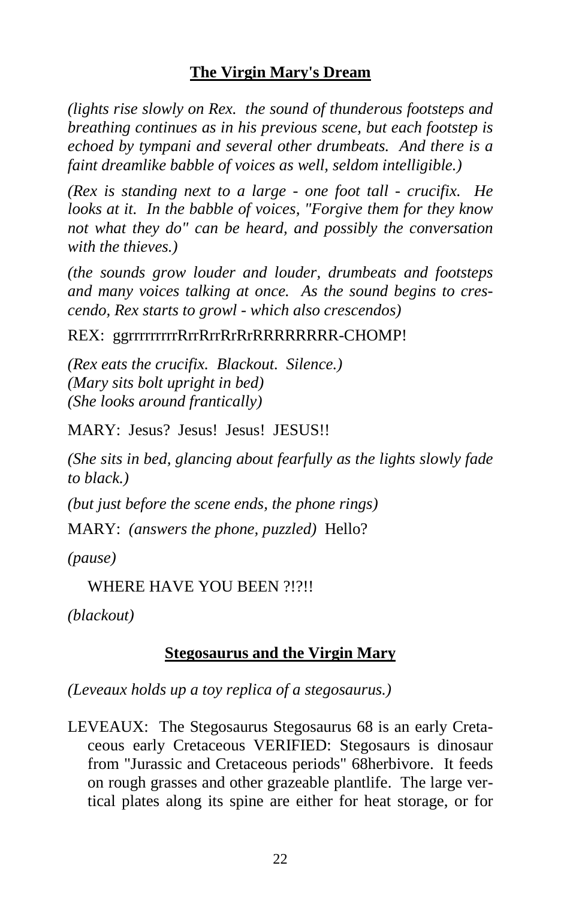## The Virgin Mary's Dream

*(lights rise slowly on Rex. the sound of thunderous footsteps and breathing continues as in his previous scene, but each footstep is echoed by tympani and several other drumbeats. And there is a faint dreamlike babble of voices as well, seldom intelligible.)*

*(Rex is standing next to a large - one foot tall - crucifix. He looks at it. In the babble of voices, "Forgive them for they know not what they do" can be heard, and possibly the conversation with the thieves.)*

*(the sounds grow louder and louder, drumbeats and footsteps and many voices talking at once. As the sound begins to crescendo, Rex starts to growl - which also crescendos)*

REX: ggrrrrrrrrrRrrRrrRrRrRRRRRRRR-CHOMP!

*(Rex eats the crucifix. Blackout. Silence.)*
*(Mary sits bolt upright in bed)*
*(She looks around frantically)*

MARY: Jesus? Jesus! Jesus! JESUS!!

*(She sits in bed, glancing about fearfully as the lights slowly fade to black.)*

*(but just before the scene ends, the phone rings)*

MARY: *(answers the phone, puzzled)* Hello?

*(pause)*

WHERE HAVE YOU BEEN ?!?!!

*(blackout)*

## Stegosaurus and the Virgin Mary

*(Leveaux holds up a toy replica of a stegosaurus.)*

LEVEAUX: The Stegosaurus Stegosaurus 68 is an early Cretaceous early Cretaceous VERIFIED: Stegosaurs is dinosaur from "Jurassic and Cretaceous periods" 68herbivore. It feeds on rough grasses and other grazeable plantlife. The large vertical plates along its spine are either for heat storage, or for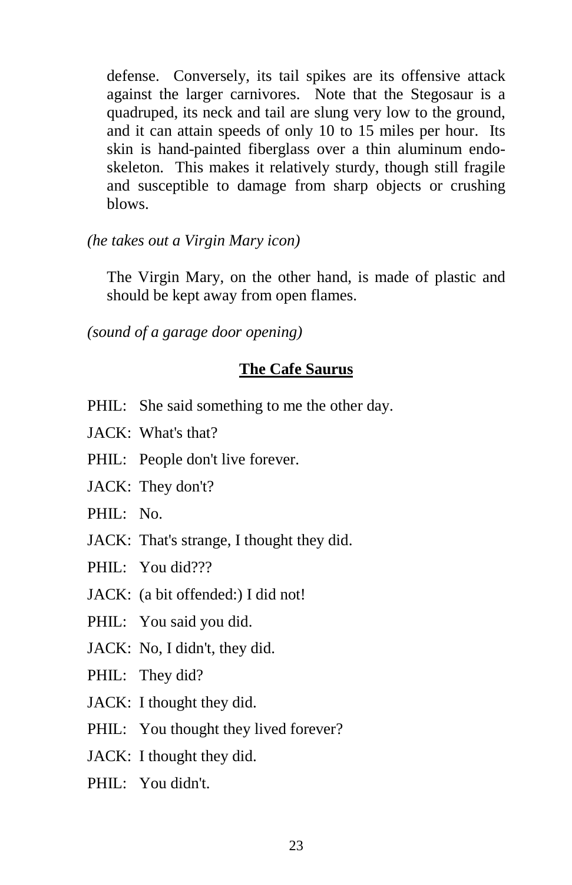defense. Conversely, its tail spikes are its offensive attack against the larger carnivores. Note that the Stegosaur is a quadruped, its neck and tail are slung very low to the ground, and it can attain speeds of only 10 to 15 miles per hour. Its skin is hand-painted fiberglass over a thin aluminum endo-skeleton. This makes it relatively sturdy, though still fragile and susceptible to damage from sharp objects or crushing blows.

*(he takes out a Virgin Mary icon)*

The Virgin Mary, on the other hand, is made of plastic and should be kept away from open flames.

*(sound of a garage door opening)*

## **The Cafe Saurus**

PHIL: She said something to me the other day.

JACK: What's that?

PHIL: People don't live forever.

JACK: They don't?

PHIL: No.

JACK: That's strange, I thought they did.

PHIL: You did???

JACK: (a bit offended:) I did not!

PHIL: You said you did.

JACK: No, I didn't, they did.

PHIL: They did?

JACK: I thought they did.

PHIL: You thought they lived forever?

JACK: I thought they did.

PHIL: You didn't.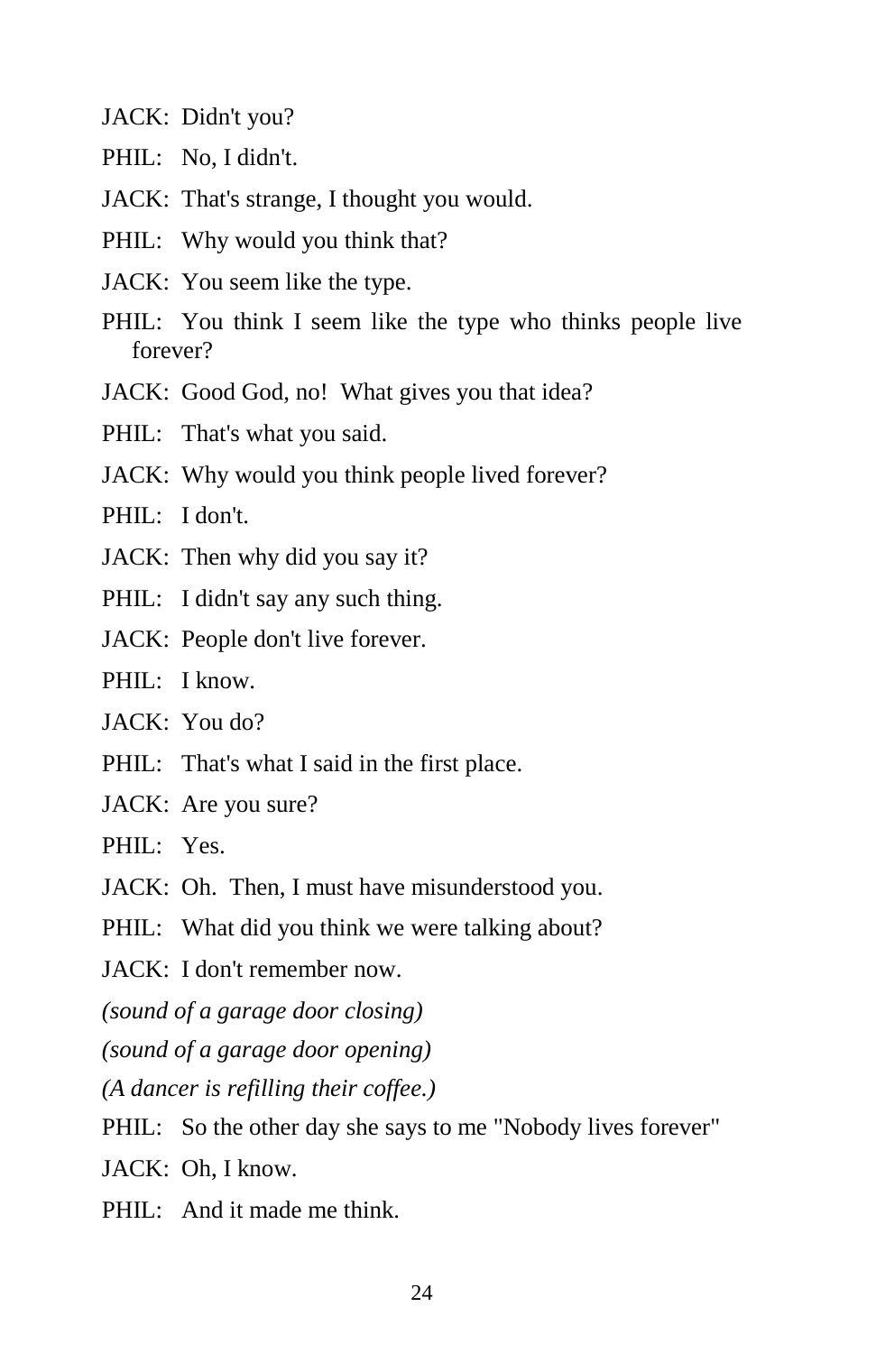JACK: Didn't you?

PHIL: No, I didn't.

JACK: That's strange, I thought you would.

PHIL: Why would you think that?

JACK: You seem like the type.

PHIL: You think I seem like the type who thinks people live forever?

JACK: Good God, no! What gives you that idea?

PHIL: That's what you said.

JACK: Why would you think people lived forever?

PHIL: I don't.

JACK: Then why did you say it?

PHIL: I didn't say any such thing.

JACK: People don't live forever.

PHIL: I know.

JACK: You do?

PHIL: That's what I said in the first place.

JACK: Are you sure?

PHIL: Yes.

JACK: Oh. Then, I must have misunderstood you.

PHIL: What did you think we were talking about?

JACK: I don't remember now.

*(sound of a garage door closing)*

*(sound of a garage door opening)*

*(A dancer is refilling their coffee.)*

PHIL: So the other day she says to me "Nobody lives forever"

JACK: Oh, I know.

PHIL: And it made me think.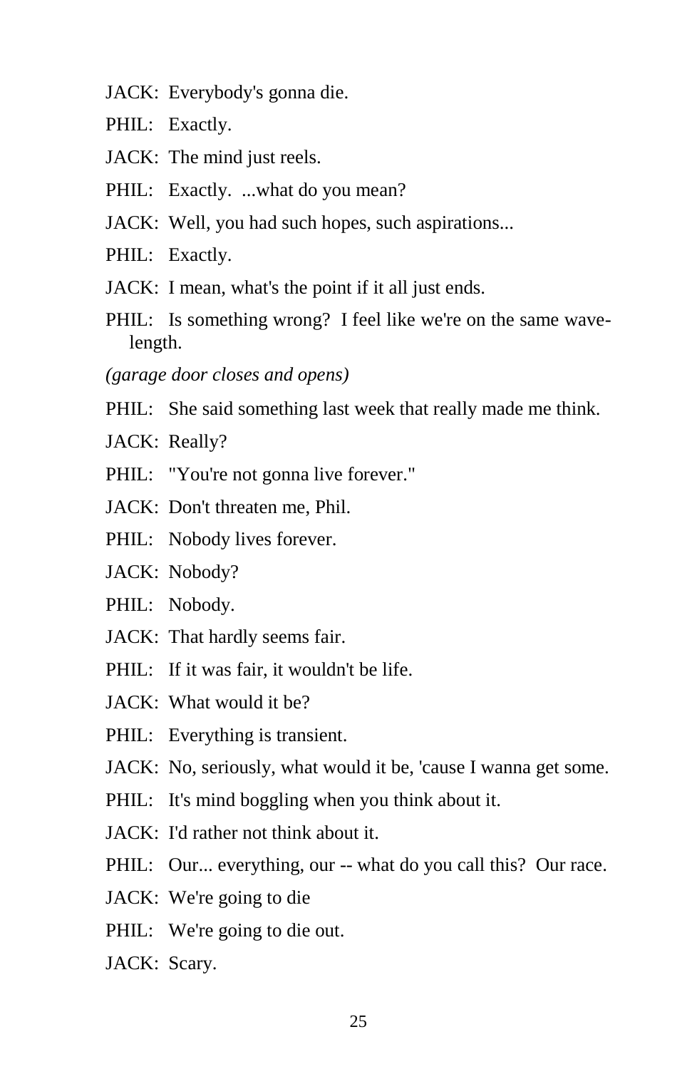JACK: Everybody's gonna die.

PHIL: Exactly.

JACK: The mind just reels.

PHIL: Exactly. ...what do you mean?

JACK: Well, you had such hopes, such aspirations...

PHIL: Exactly.

JACK: I mean, what's the point if it all just ends.

PHIL: Is something wrong? I feel like we're on the same wavelength.

*(garage door closes and opens)*

PHIL: She said something last week that really made me think.

JACK: Really?

PHIL: "You're not gonna live forever."

JACK: Don't threaten me, Phil.

PHIL: Nobody lives forever.

JACK: Nobody?

PHIL: Nobody.

JACK: That hardly seems fair.

PHIL: If it was fair, it wouldn't be life.

JACK: What would it be?

PHIL: Everything is transient.

JACK: No, seriously, what would it be, 'cause I wanna get some.

PHIL: It's mind boggling when you think about it.

JACK: I'd rather not think about it.

PHIL: Our... everything, our -- what do you call this? Our race.

JACK: We're going to die

PHIL: We're going to die out.

JACK: Scary.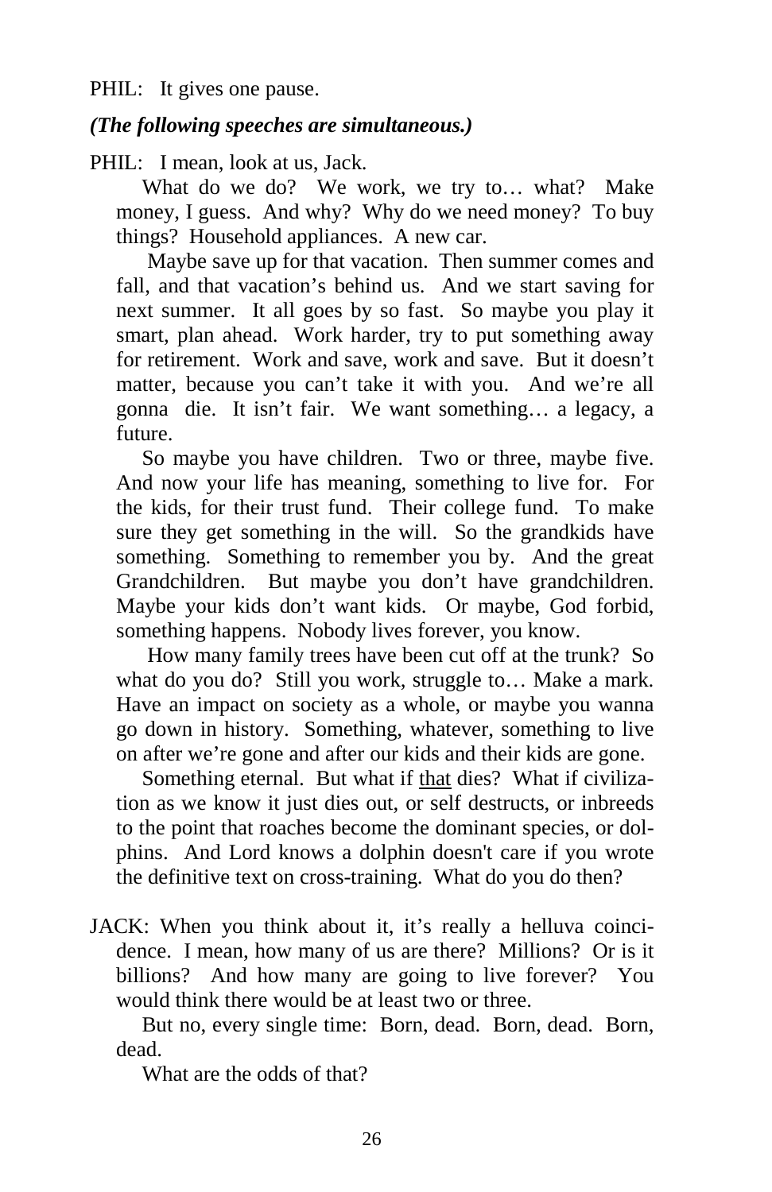PHIL: It gives one pause.

***(The following speeches are simultaneous.)***

PHIL: I mean, look at us, Jack.

What do we do? We work, we try to… what? Make money, I guess. And why? Why do we need money? To buy things? Household appliances. A new car.

Maybe save up for that vacation. Then summer comes and fall, and that vacation's behind us. And we start saving for next summer. It all goes by so fast. So maybe you play it smart, plan ahead. Work harder, try to put something away for retirement. Work and save, work and save. But it doesn't matter, because you can't take it with you. And we're all gonna die. It isn't fair. We want something… a legacy, a future.

So maybe you have children. Two or three, maybe five. And now your life has meaning, something to live for. For the kids, for their trust fund. Their college fund. To make sure they get something in the will. So the grandkids have something. Something to remember you by. And the great Grandchildren. But maybe you don't have grandchildren. Maybe your kids don't want kids. Or maybe, God forbid, something happens. Nobody lives forever, you know.

How many family trees have been cut off at the trunk? So what do you do? Still you work, struggle to… Make a mark. Have an impact on society as a whole, or maybe you wanna go down in history. Something, whatever, something to live on after we're gone and after our kids and their kids are gone.

Something eternal. But what if <u>that</u> dies? What if civilization as we know it just dies out, or self destructs, or inbreeds to the point that roaches become the dominant species, or dolphins. And Lord knows a dolphin doesn't care if you wrote the definitive text on cross-training. What do you do then?

JACK: When you think about it, it's really a helluva coincidence. I mean, how many of us are there? Millions? Or is it billions? And how many are going to live forever? You would think there would be at least two or three.

But no, every single time: Born, dead. Born, dead. Born, dead.

What are the odds of that?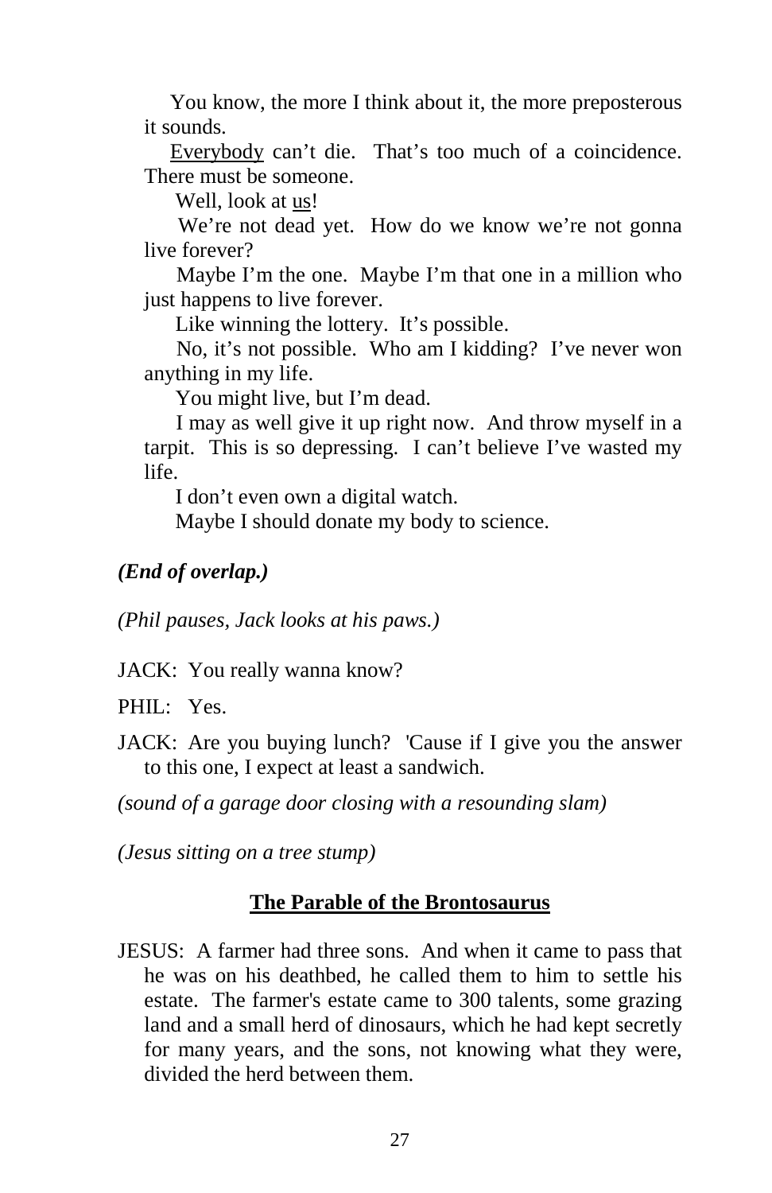You know, the more I think about it, the more preposterous it sounds.

<u>Everybody</u> can't die. That's too much of a coincidence. There must be someone.

Well, look at <u>us</u>!

We're not dead yet. How do we know we're not gonna live forever?

Maybe I'm the one. Maybe I'm that one in a million who just happens to live forever.

Like winning the lottery. It's possible.

No, it's not possible. Who am I kidding? I've never won anything in my life.

You might live, but I'm dead.

I may as well give it up right now. And throw myself in a tarpit. This is so depressing. I can't believe I've wasted my life.

I don't even own a digital watch.

Maybe I should donate my body to science.

***(End of overlap.)***

*(Phil pauses, Jack looks at his paws.)*

JACK: You really wanna know?

PHIL: Yes.

JACK: Are you buying lunch? 'Cause if I give you the answer to this one, I expect at least a sandwich.

*(sound of a garage door closing with a resounding slam)*

*(Jesus sitting on a tree stump)*

**<u>The Parable of the Brontosaurus</u>**

JESUS: A farmer had three sons. And when it came to pass that he was on his deathbed, he called them to him to settle his estate. The farmer's estate came to 300 talents, some grazing land and a small herd of dinosaurs, which he had kept secretly for many years, and the sons, not knowing what they were, divided the herd between them.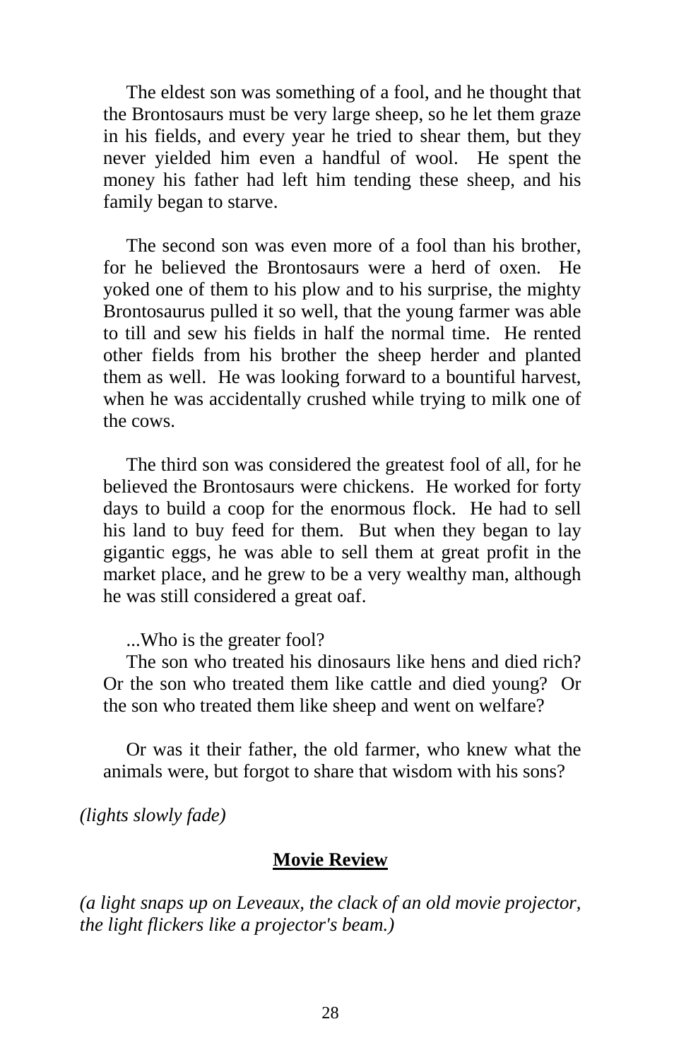The eldest son was something of a fool, and he thought that the Brontosaurs must be very large sheep, so he let them graze in his fields, and every year he tried to shear them, but they never yielded him even a handful of wool. He spent the money his father had left him tending these sheep, and his family began to starve.

The second son was even more of a fool than his brother, for he believed the Brontosaurs were a herd of oxen. He yoked one of them to his plow and to his surprise, the mighty Brontosaurus pulled it so well, that the young farmer was able to till and sew his fields in half the normal time. He rented other fields from his brother the sheep herder and planted them as well. He was looking forward to a bountiful harvest, when he was accidentally crushed while trying to milk one of the cows.

The third son was considered the greatest fool of all, for he believed the Brontosaurs were chickens. He worked for forty days to build a coop for the enormous flock. He had to sell his land to buy feed for them. But when they began to lay gigantic eggs, he was able to sell them at great profit in the market place, and he grew to be a very wealthy man, although he was still considered a great oaf.

...Who is the greater fool?

The son who treated his dinosaurs like hens and died rich? Or the son who treated them like cattle and died young? Or the son who treated them like sheep and went on welfare?

Or was it their father, the old farmer, who knew what the animals were, but forgot to share that wisdom with his sons?

*(lights slowly fade)*

## **Movie Review**

*(a light snaps up on Leveaux, the clack of an old movie projector, the light flickers like a projector's beam.)*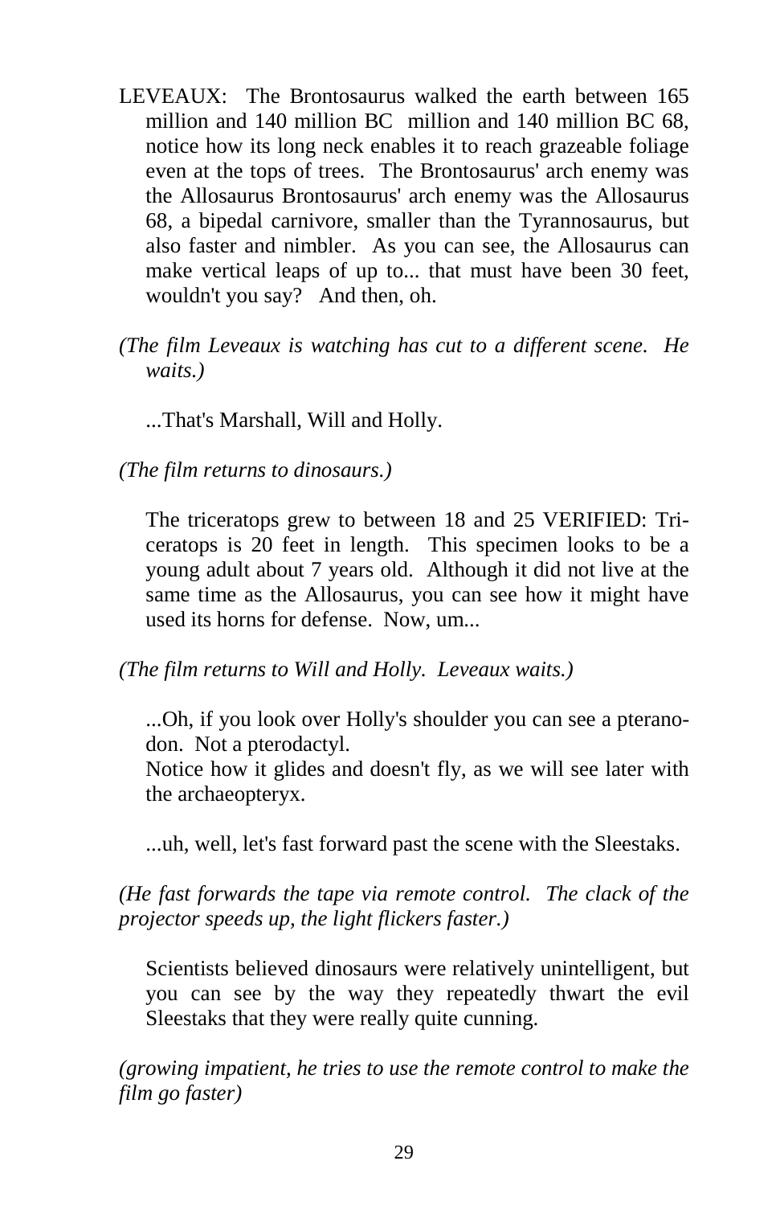LEVEAUX: The Brontosaurus walked the earth between 165 million and 140 million BC million and 140 million BC 68, notice how its long neck enables it to reach grazeable foliage even at the tops of trees. The Brontosaurus' arch enemy was the Allosaurus Brontosaurus' arch enemy was the Allosaurus 68, a bipedal carnivore, smaller than the Tyrannosaurus, but also faster and nimbler. As you can see, the Allosaurus can make vertical leaps of up to... that must have been 30 feet, wouldn't you say? And then, oh.

*(The film Leveaux is watching has cut to a different scene. He waits.)*

...That's Marshall, Will and Holly.

*(The film returns to dinosaurs.)*

The triceratops grew to between 18 and 25 VERIFIED: Triceratops is 20 feet in length. This specimen looks to be a young adult about 7 years old. Although it did not live at the same time as the Allosaurus, you can see how it might have used its horns for defense. Now, um...

*(The film returns to Will and Holly. Leveaux waits.)*

...Oh, if you look over Holly's shoulder you can see a pteranodon. Not a pterodactyl.
Notice how it glides and doesn't fly, as we will see later with the archaeopteryx.

...uh, well, let's fast forward past the scene with the Sleestaks.

*(He fast forwards the tape via remote control. The clack of the projector speeds up, the light flickers faster.)*

Scientists believed dinosaurs were relatively unintelligent, but you can see by the way they repeatedly thwart the evil Sleestaks that they were really quite cunning.

*(growing impatient, he tries to use the remote control to make the film go faster)*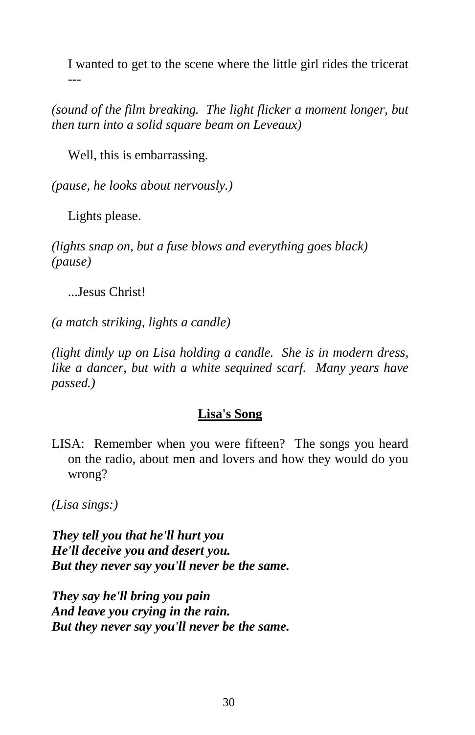I wanted to get to the scene where the little girl rides the tricerat ---

*(sound of the film breaking. The light flicker a moment longer, but then turn into a solid square beam on Leveaux)*

Well, this is embarrassing.

*(pause, he looks about nervously.)*

Lights please.

*(lights snap on, but a fuse blows and everything goes black)*
*(pause)*

...Jesus Christ!

*(a match striking, lights a candle)*

*(light dimly up on Lisa holding a candle. She is in modern dress, like a dancer, but with a white sequined scarf. Many years have passed.)*

**<u>Lisa's Song</u>**

LISA: Remember when you were fifteen? The songs you heard on the radio, about men and lovers and how they would do you wrong?

*(Lisa sings:)*

***They tell you that he'll hurt you***
***He'll deceive you and desert you.***
***But they never say you'll never be the same.***

***They say he'll bring you pain***
***And leave you crying in the rain.***
***But they never say you'll never be the same.***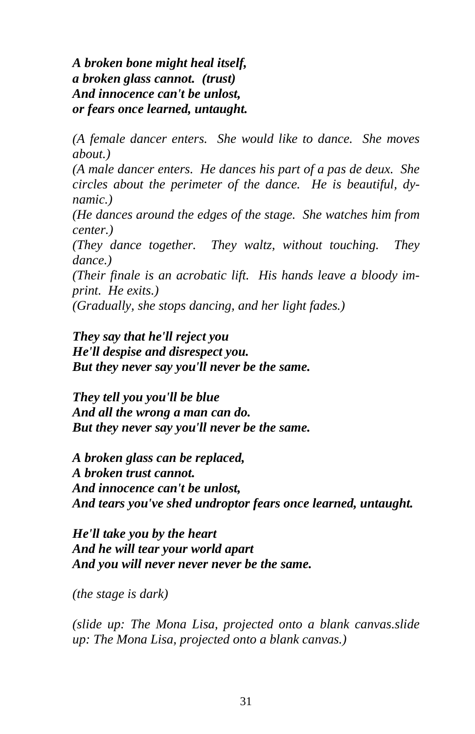***A broken bone might heal itself,***
***a broken glass cannot.  (trust)***
***And innocence can't be unlost,***
***or fears once learned, untaught.***

*(A female dancer enters.  She would like to dance.  She moves about.)*

*(A male dancer enters.  He dances his part of a pas de deux.  She circles about the perimeter of the dance.  He is beautiful, dynamic.)*

*(He dances around the edges of the stage.  She watches him from center.)*

*(They dance together.  They waltz, without touching.  They dance.)*

*(Their finale is an acrobatic lift.  His hands leave a bloody imprint.  He exits.)*

*(Gradually, she stops dancing, and her light fades.)*

***They say that he'll reject you***
***He'll despise and disrespect you.***
***But they never say you'll never be the same.***

***They tell you you'll be blue***
***And all the wrong a man can do.***
***But they never say you'll never be the same.***

***A broken glass can be replaced,***
***A broken trust cannot.***
***And innocence can't be unlost,***
***And tears you've shed undroptor fears once learned, untaught.***

***He'll take you by the heart***
***And he will tear your world apart***
***And you will never never never be the same.***

*(the stage is dark)*

*(slide up: The Mona Lisa, projected onto a blank canvas.slide up: The Mona Lisa, projected onto a blank canvas.)*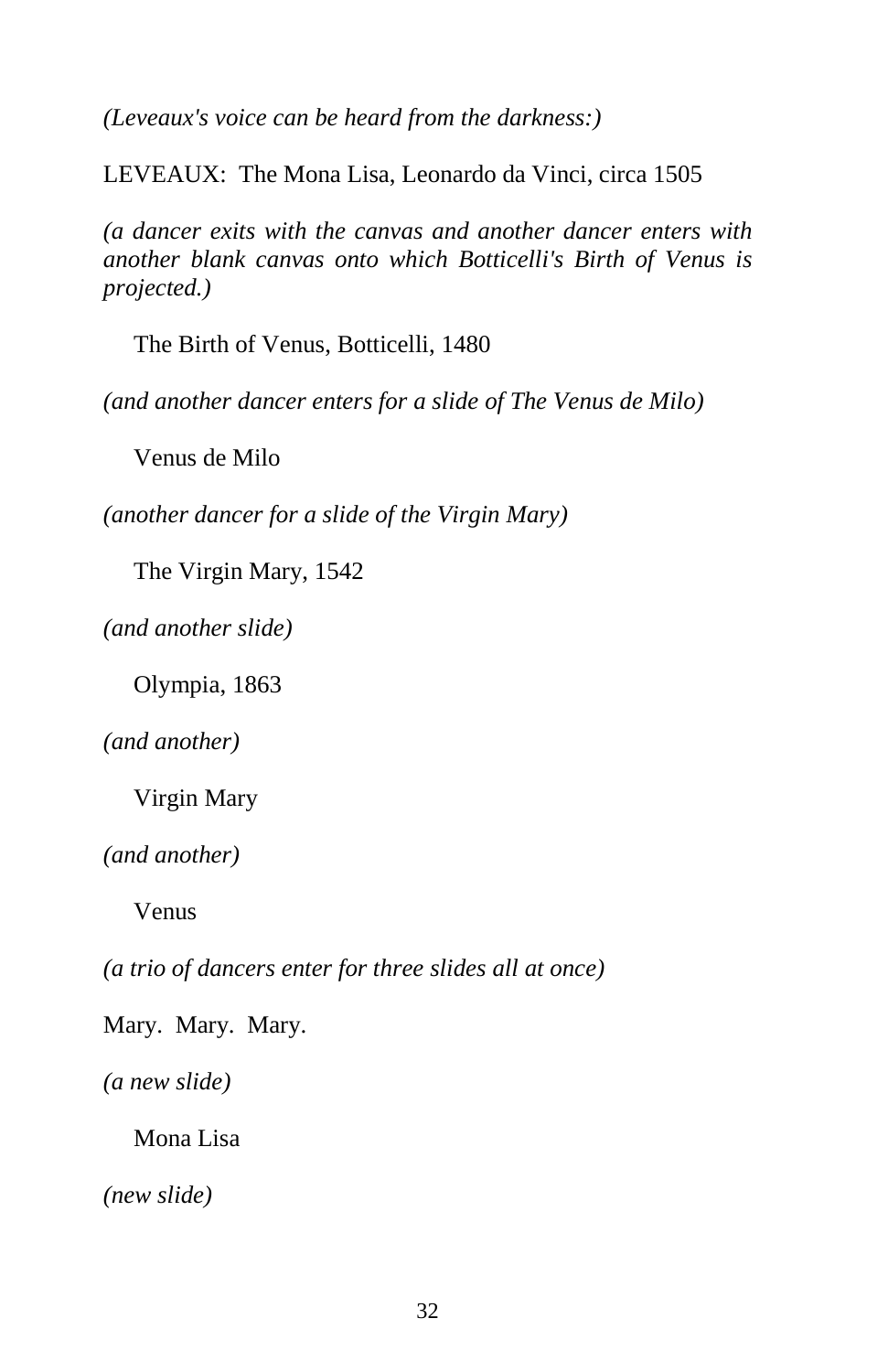*(Leveaux's voice can be heard from the darkness:)*

LEVEAUX: The Mona Lisa, Leonardo da Vinci, circa 1505

*(a dancer exits with the canvas and another dancer enters with another blank canvas onto which Botticelli's Birth of Venus is projected.)*

The Birth of Venus, Botticelli, 1480

*(and another dancer enters for a slide of The Venus de Milo)*

Venus de Milo

*(another dancer for a slide of the Virgin Mary)*

The Virgin Mary, 1542

*(and another slide)*

Olympia, 1863

*(and another)*

Virgin Mary

*(and another)*

Venus

*(a trio of dancers enter for three slides all at once)*

Mary. Mary. Mary.

*(a new slide)*

Mona Lisa

*(new slide)*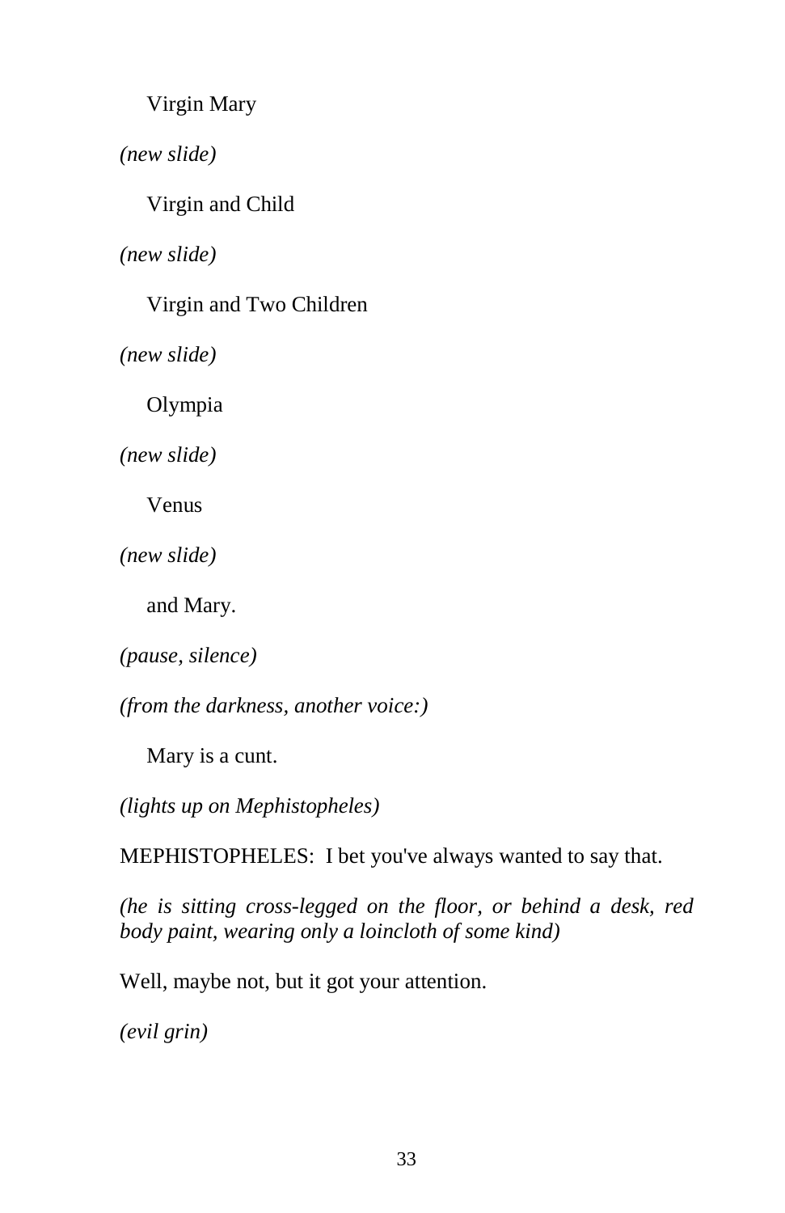Virgin Mary

*(new slide)*

Virgin and Child

*(new slide)*

Virgin and Two Children

*(new slide)*

Olympia

*(new slide)*

Venus

*(new slide)*

and Mary.

*(pause, silence)*

*(from the darkness, another voice:)*

Mary is a cunt.

*(lights up on Mephistopheles)*

MEPHISTOPHELES: I bet you've always wanted to say that.

*(he is sitting cross-legged on the floor, or behind a desk, red body paint, wearing only a loincloth of some kind)*

Well, maybe not, but it got your attention.

*(evil grin)*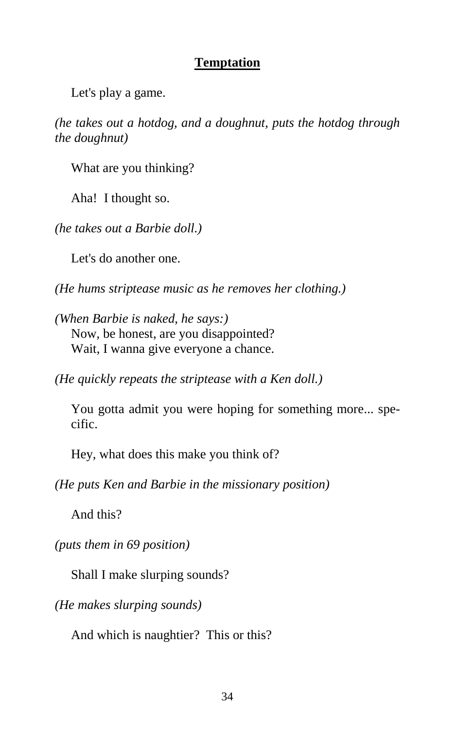**Temptation**

Let's play a game.

*(he takes out a hotdog, and a doughnut, puts the hotdog through the doughnut)*

What are you thinking?

Aha! I thought so.

*(he takes out a Barbie doll.)*

Let's do another one.

*(He hums striptease music as he removes her clothing.)*

*(When Barbie is naked, he says:)*
Now, be honest, are you disappointed?
Wait, I wanna give everyone a chance.

*(He quickly repeats the striptease with a Ken doll.)*

You gotta admit you were hoping for something more... specific.

Hey, what does this make you think of?

*(He puts Ken and Barbie in the missionary position)*

And this?

*(puts them in 69 position)*

Shall I make slurping sounds?

*(He makes slurping sounds)*

And which is naughtier? This or this?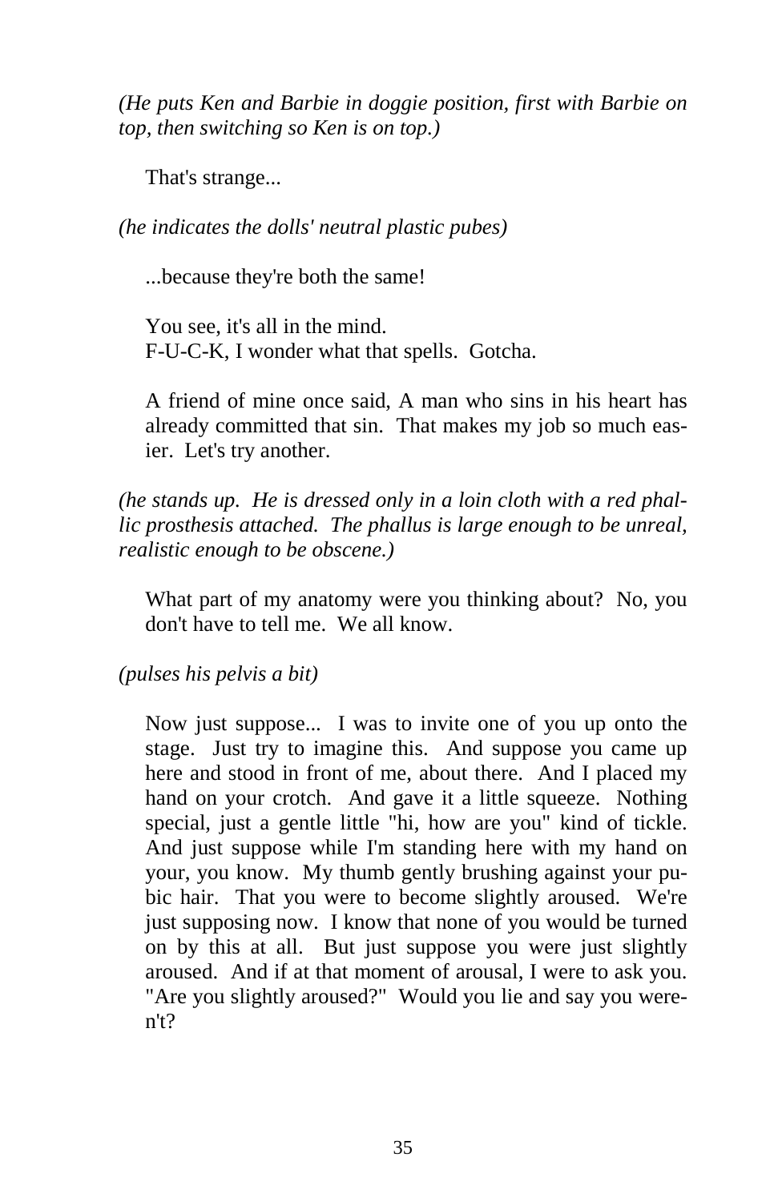*(He puts Ken and Barbie in doggie position, first with Barbie on top, then switching so Ken is on top.)*

That's strange...

*(he indicates the dolls' neutral plastic pubes)*

...because they're both the same!

You see, it's all in the mind.
F-U-C-K, I wonder what that spells. Gotcha.

A friend of mine once said, A man who sins in his heart has already committed that sin. That makes my job so much easier. Let's try another.

*(he stands up. He is dressed only in a loin cloth with a red phallic prosthesis attached. The phallus is large enough to be unreal, realistic enough to be obscene.)*

What part of my anatomy were you thinking about? No, you don't have to tell me. We all know.

*(pulses his pelvis a bit)*

Now just suppose... I was to invite one of you up onto the stage. Just try to imagine this. And suppose you came up here and stood in front of me, about there. And I placed my hand on your crotch. And gave it a little squeeze. Nothing special, just a gentle little "hi, how are you" kind of tickle. And just suppose while I'm standing here with my hand on your, you know. My thumb gently brushing against your pubic hair. That you were to become slightly aroused. We're just supposing now. I know that none of you would be turned on by this at all. But just suppose you were just slightly aroused. And if at that moment of arousal, I were to ask you. "Are you slightly aroused?" Would you lie and say you weren't?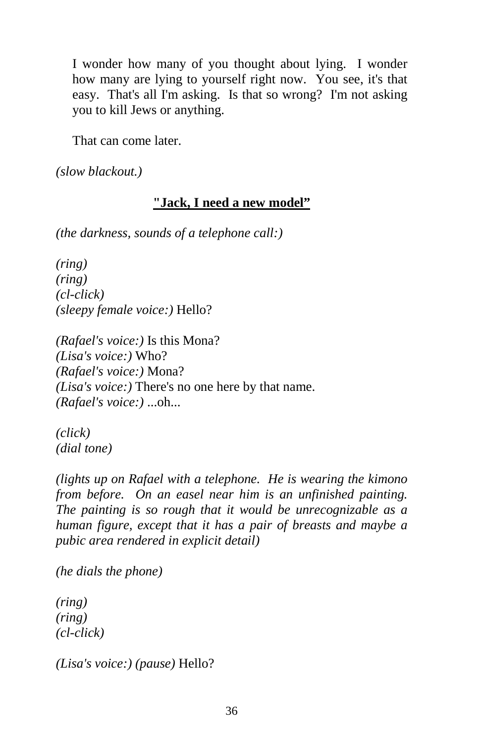I wonder how many of you thought about lying. I wonder how many are lying to yourself right now. You see, it's that easy. That's all I'm asking. Is that so wrong? I'm not asking you to kill Jews or anything.

That can come later.

*(slow blackout.)*

**"Jack, I need a new model"**

*(the darkness, sounds of a telephone call:)*

*(ring)*
*(ring)*
*(cl-click)*
*(sleepy female voice:)* Hello?

*(Rafael's voice:)* Is this Mona?
*(Lisa's voice:)* Who?
*(Rafael's voice:)* Mona?
*(Lisa's voice:)* There's no one here by that name.
*(Rafael's voice:)* ...oh...

*(click)*
*(dial tone)*

*(lights up on Rafael with a telephone. He is wearing the kimono from before. On an easel near him is an unfinished painting. The painting is so rough that it would be unrecognizable as a human figure, except that it has a pair of breasts and maybe a pubic area rendered in explicit detail)*

*(he dials the phone)*

*(ring)*
*(ring)*
*(cl-click)*

*(Lisa's voice:) (pause)* Hello?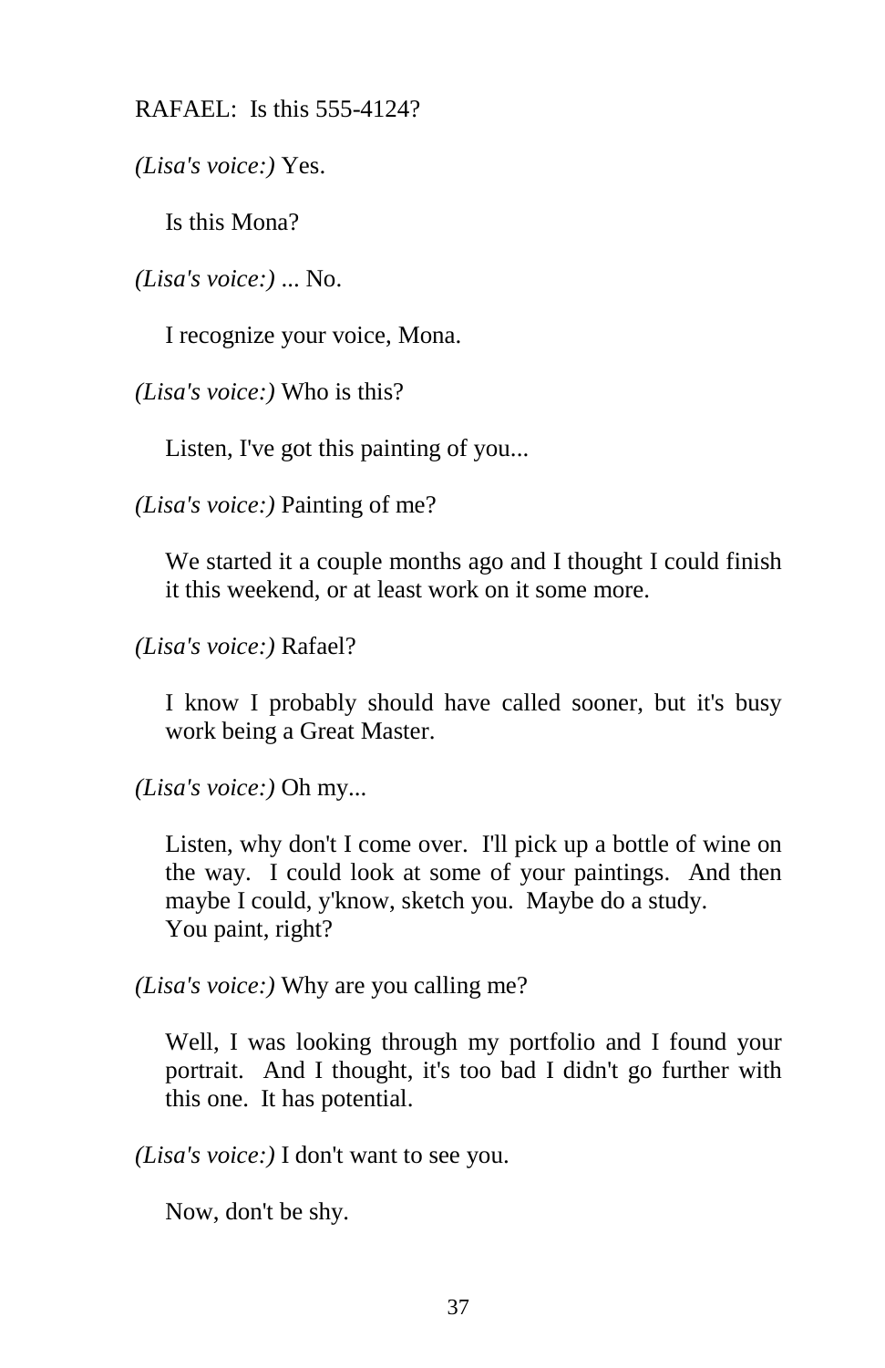RAFAEL: Is this 555-4124?

*(Lisa's voice:)* Yes.

Is this Mona?

*(Lisa's voice:)* ... No.

I recognize your voice, Mona.

*(Lisa's voice:)* Who is this?

Listen, I've got this painting of you...

*(Lisa's voice:)* Painting of me?

We started it a couple months ago and I thought I could finish it this weekend, or at least work on it some more.

*(Lisa's voice:)* Rafael?

I know I probably should have called sooner, but it's busy work being a Great Master.

*(Lisa's voice:)* Oh my...

Listen, why don't I come over. I'll pick up a bottle of wine on the way. I could look at some of your paintings. And then maybe I could, y'know, sketch you. Maybe do a study.
You paint, right?

*(Lisa's voice:)* Why are you calling me?

Well, I was looking through my portfolio and I found your portrait. And I thought, it's too bad I didn't go further with this one. It has potential.

*(Lisa's voice:)* I don't want to see you.

Now, don't be shy.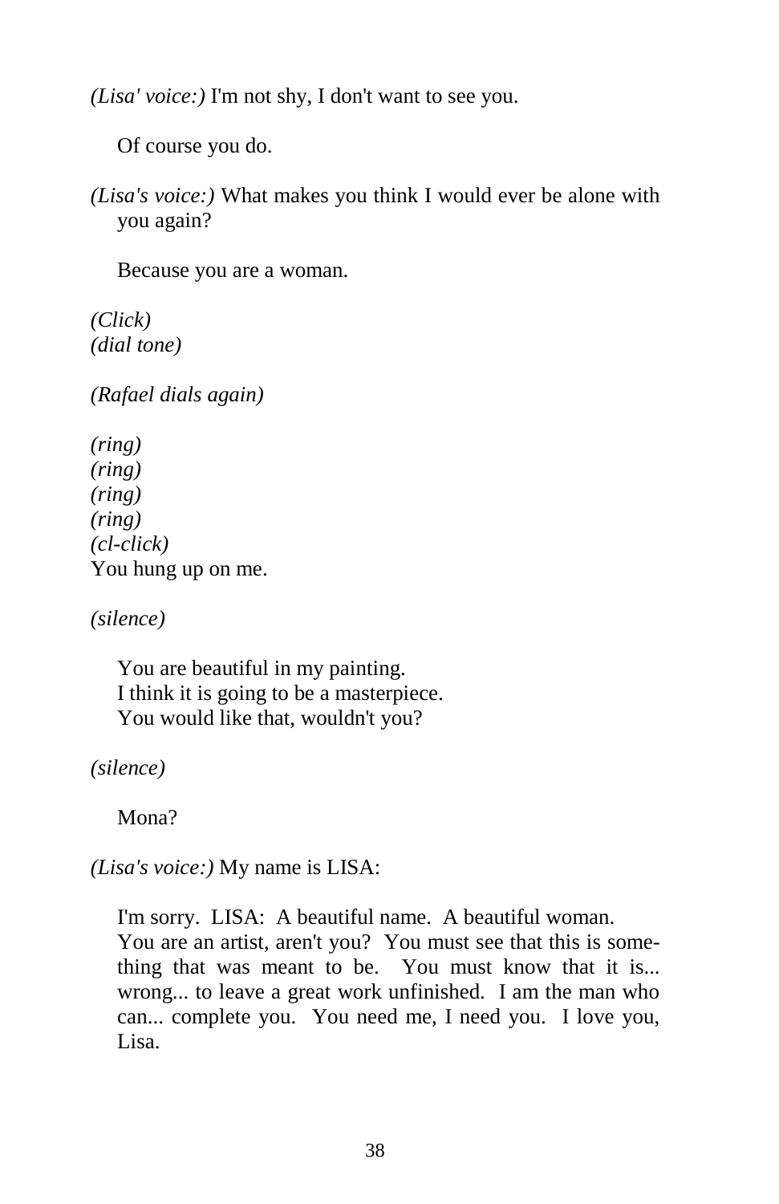*(Lisa' voice:)* I'm not shy, I don't want to see you.

Of course you do.

*(Lisa's voice:)* What makes you think I would ever be alone with you again?

Because you are a woman.

*(Click)*
*(dial tone)*

*(Rafael dials again)*

*(ring)*
*(ring)*
*(ring)*
*(ring)*
*(cl-click)*
You hung up on me.

*(silence)*

You are beautiful in my painting.
I think it is going to be a masterpiece.
You would like that, wouldn't you?

*(silence)*

Mona?

*(Lisa's voice:)* My name is LISA:

I'm sorry. LISA: A beautiful name. A beautiful woman. You are an artist, aren't you? You must see that this is something that was meant to be. You must know that it is... wrong... to leave a great work unfinished. I am the man who can... complete you. You need me, I need you. I love you, Lisa.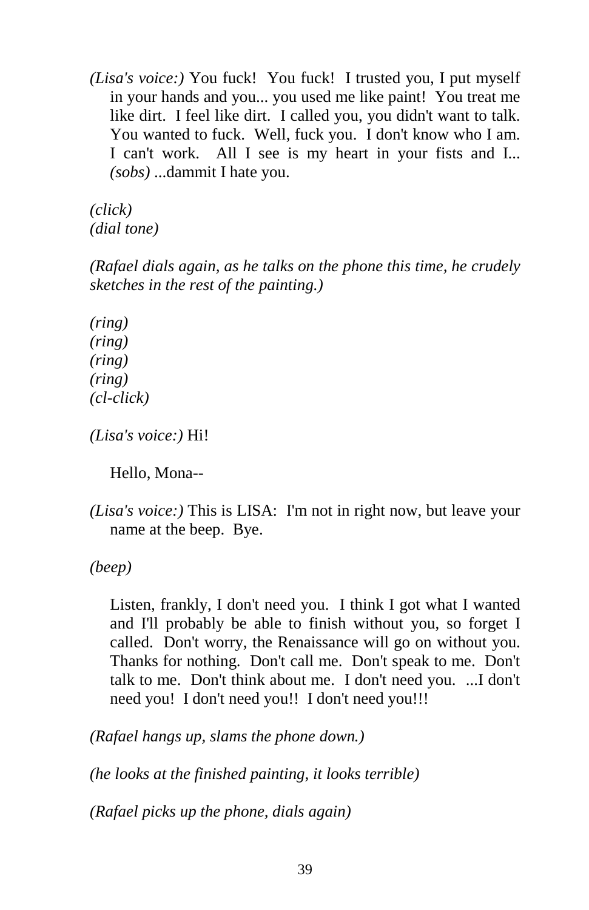*(Lisa's voice:)* You fuck! You fuck! I trusted you, I put myself in your hands and you... you used me like paint! You treat me like dirt. I feel like dirt. I called you, you didn't want to talk. You wanted to fuck. Well, fuck you. I don't know who I am. I can't work. All I see is my heart in your fists and I... *(sobs)* ...dammit I hate you.

*(click)*
*(dial tone)*

*(Rafael dials again, as he talks on the phone this time, he crudely sketches in the rest of the painting.)*

*(ring)*
*(ring)*
*(ring)*
*(ring)*
*(cl-click)*

*(Lisa's voice:)* Hi!

Hello, Mona--

*(Lisa's voice:)* This is LISA: I'm not in right now, but leave your name at the beep. Bye.

*(beep)*

Listen, frankly, I don't need you. I think I got what I wanted and I'll probably be able to finish without you, so forget I called. Don't worry, the Renaissance will go on without you. Thanks for nothing. Don't call me. Don't speak to me. Don't talk to me. Don't think about me. I don't need you. ...I don't need you! I don't need you!! I don't need you!!!

*(Rafael hangs up, slams the phone down.)*

*(he looks at the finished painting, it looks terrible)*

*(Rafael picks up the phone, dials again)*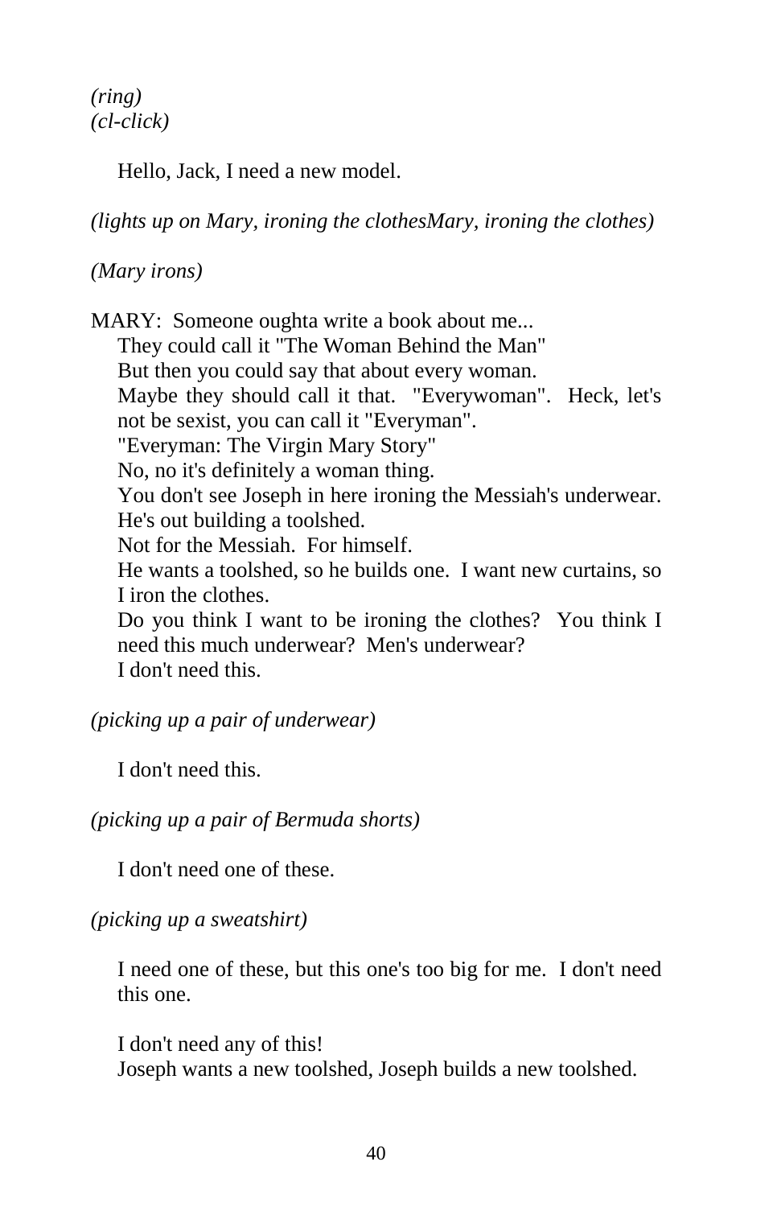*(ring)*
*(cl-click)*

Hello, Jack, I need a new model.

*(lights up on Mary, ironing the clothesMary, ironing the clothes)*

*(Mary irons)*

MARY: Someone oughta write a book about me...
They could call it "The Woman Behind the Man"
But then you could say that about every woman.
Maybe they should call it that. "Everywoman". Heck, let's not be sexist, you can call it "Everyman".
"Everyman: The Virgin Mary Story"
No, no it's definitely a woman thing.
You don't see Joseph in here ironing the Messiah's underwear.
He's out building a toolshed.
Not for the Messiah. For himself.
He wants a toolshed, so he builds one. I want new curtains, so I iron the clothes.
Do you think I want to be ironing the clothes? You think I need this much underwear? Men's underwear?
I don't need this.

*(picking up a pair of underwear)*

I don't need this.

*(picking up a pair of Bermuda shorts)*

I don't need one of these.

*(picking up a sweatshirt)*

I need one of these, but this one's too big for me. I don't need this one.

I don't need any of this!
Joseph wants a new toolshed, Joseph builds a new toolshed.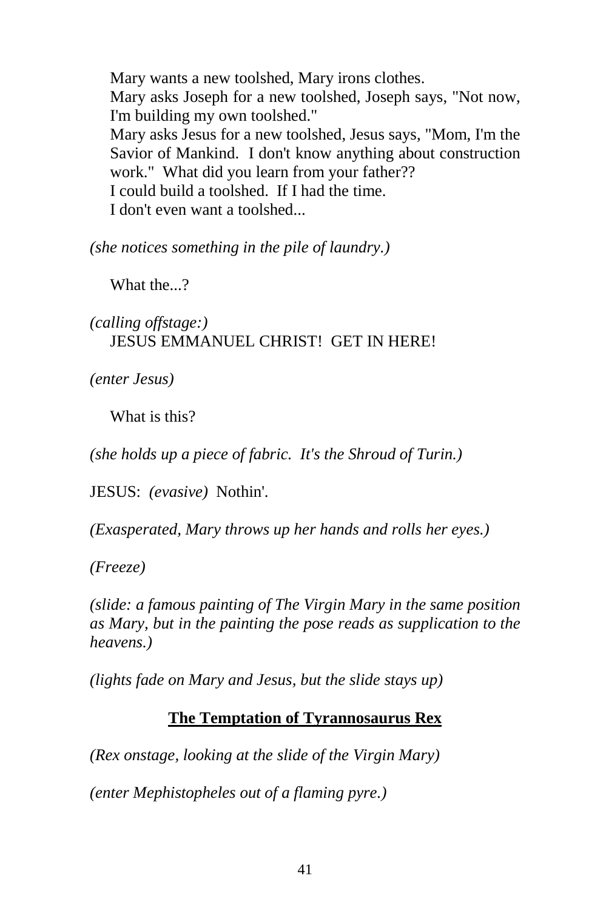Mary wants a new toolshed, Mary irons clothes.
Mary asks Joseph for a new toolshed, Joseph says, "Not now, I'm building my own toolshed."
Mary asks Jesus for a new toolshed, Jesus says, "Mom, I'm the Savior of Mankind. I don't know anything about construction work." What did you learn from your father??
I could build a toolshed. If I had the time.
I don't even want a toolshed...

*(she notices something in the pile of laundry.)*

What the...?

*(calling offstage:)*
JESUS EMMANUEL CHRIST! GET IN HERE!

*(enter Jesus)*

What is this?

*(she holds up a piece of fabric. It's the Shroud of Turin.)*

JESUS: *(evasive)* Nothin'.

*(Exasperated, Mary throws up her hands and rolls her eyes.)*

*(Freeze)*

*(slide: a famous painting of The Virgin Mary in the same position as Mary, but in the painting the pose reads as supplication to the heavens.)*

*(lights fade on Mary and Jesus, but the slide stays up)*

## **The Temptation of Tyrannosaurus Rex**

*(Rex onstage, looking at the slide of the Virgin Mary)*

*(enter Mephistopheles out of a flaming pyre.)*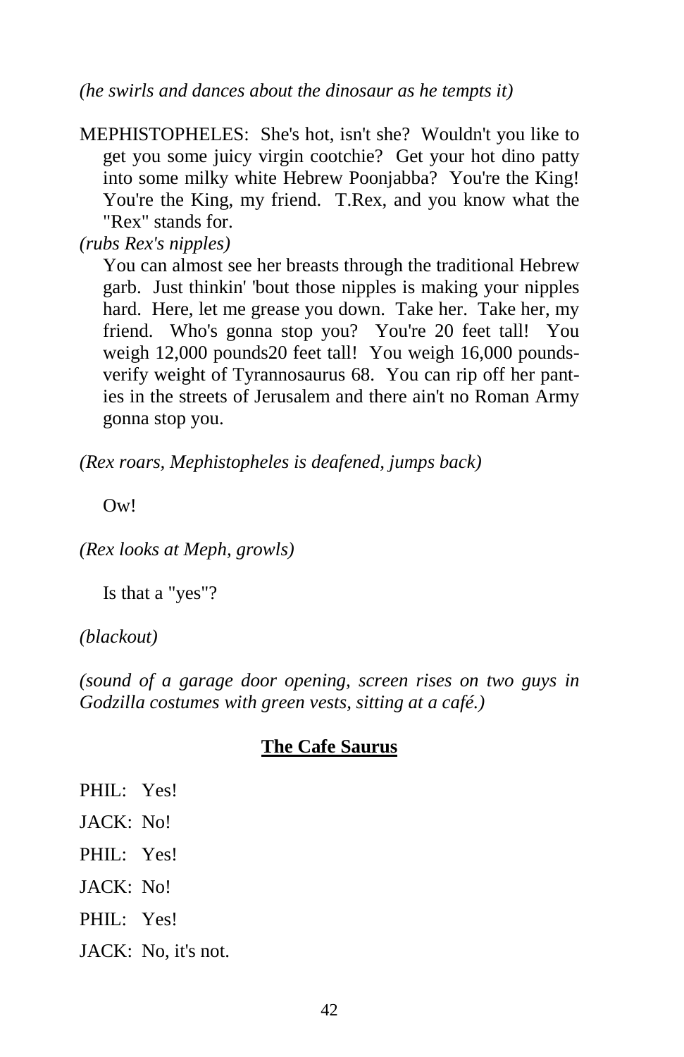*(he swirls and dances about the dinosaur as he tempts it)*

MEPHISTOPHELES: She's hot, isn't she? Wouldn't you like to get you some juicy virgin cootchie? Get your hot dino patty into some milky white Hebrew Poonjabba? You're the King! You're the King, my friend. T.Rex, and you know what the "Rex" stands for.

*(rubs Rex's nipples)*

You can almost see her breasts through the traditional Hebrew garb. Just thinkin' 'bout those nipples is making your nipples hard. Here, let me grease you down. Take her. Take her, my friend. Who's gonna stop you? You're 20 feet tall! You weigh 12,000 pounds20 feet tall! You weigh 16,000 pounds-verify weight of Tyrannosaurus 68. You can rip off her panties in the streets of Jerusalem and there ain't no Roman Army gonna stop you.

*(Rex roars, Mephistopheles is deafened, jumps back)*

Ow!

*(Rex looks at Meph, growls)*

Is that a "yes"?

*(blackout)*

*(sound of a garage door opening, screen rises on two guys in Godzilla costumes with green vests, sitting at a café.)*

## The Cafe Saurus

PHIL: Yes!

JACK: No!

PHIL: Yes!

JACK: No!

PHIL: Yes!

JACK: No, it's not.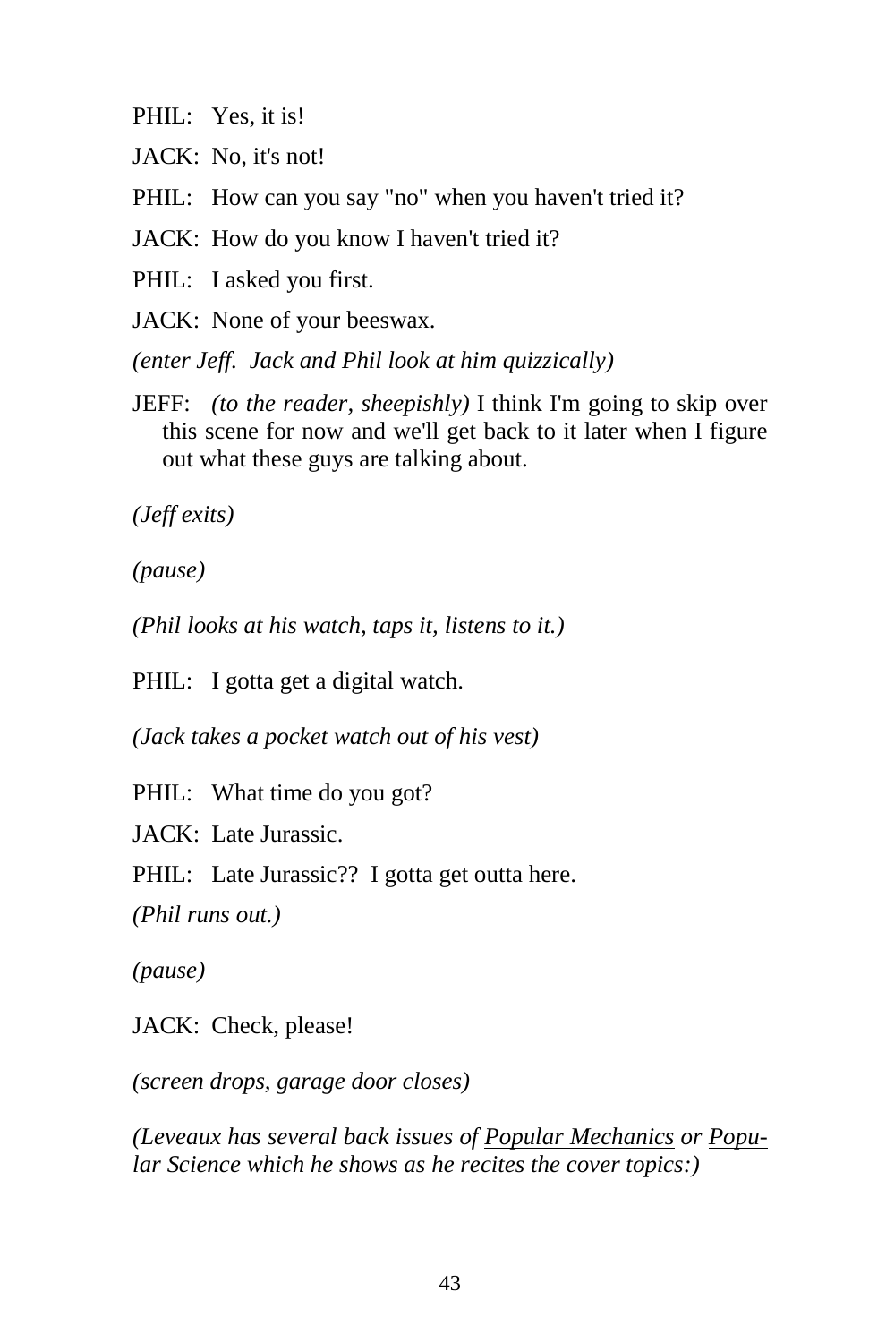PHIL: Yes, it is!

JACK: No, it's not!

PHIL: How can you say "no" when you haven't tried it?

JACK: How do you know I haven't tried it?

PHIL: I asked you first.

JACK: None of your beeswax.

*(enter Jeff. Jack and Phil look at him quizzically)*

JEFF: *(to the reader, sheepishly)* I think I'm going to skip over this scene for now and we'll get back to it later when I figure out what these guys are talking about.

*(Jeff exits)*

*(pause)*

*(Phil looks at his watch, taps it, listens to it.)*

PHIL: I gotta get a digital watch.

*(Jack takes a pocket watch out of his vest)*

PHIL: What time do you got?

JACK: Late Jurassic.

PHIL: Late Jurassic?? I gotta get outta here.

*(Phil runs out.)*

*(pause)*

JACK: Check, please!

*(screen drops, garage door closes)*

*(Leveaux has several back issues of Popular Mechanics or Popular Science which he shows as he recites the cover topics:)*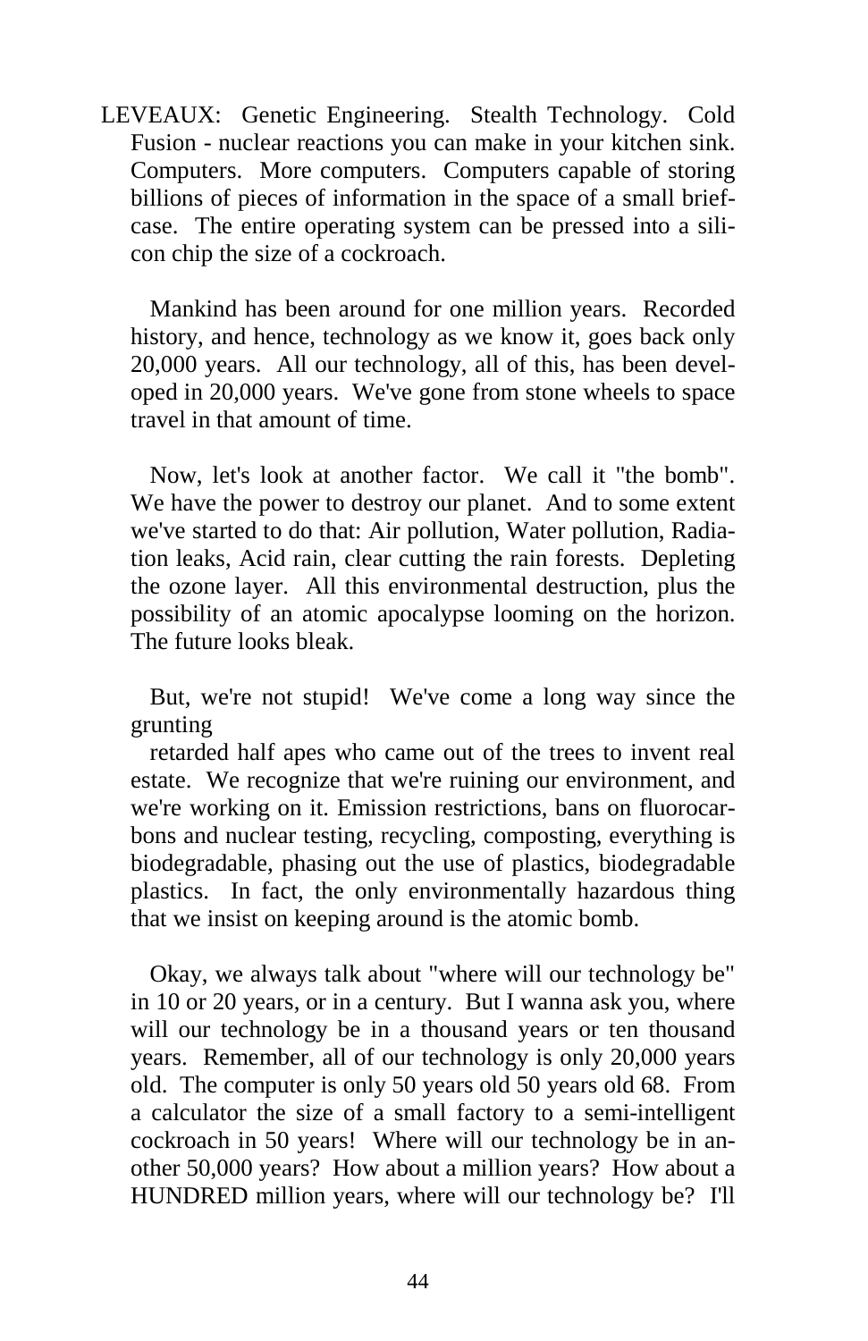LEVEAUX: Genetic Engineering. Stealth Technology. Cold Fusion - nuclear reactions you can make in your kitchen sink. Computers. More computers. Computers capable of storing billions of pieces of information in the space of a small brief-case. The entire operating system can be pressed into a silicon chip the size of a cockroach.

Mankind has been around for one million years. Recorded history, and hence, technology as we know it, goes back only 20,000 years. All our technology, all of this, has been developed in 20,000 years. We've gone from stone wheels to space travel in that amount of time.

Now, let's look at another factor. We call it "the bomb". We have the power to destroy our planet. And to some extent we've started to do that: Air pollution, Water pollution, Radiation leaks, Acid rain, clear cutting the rain forests. Depleting the ozone layer. All this environmental destruction, plus the possibility of an atomic apocalypse looming on the horizon. The future looks bleak.

But, we're not stupid! We've come a long way since the grunting

retarded half apes who came out of the trees to invent real estate. We recognize that we're ruining our environment, and we're working on it. Emission restrictions, bans on fluorocarbons and nuclear testing, recycling, composting, everything is biodegradable, phasing out the use of plastics, biodegradable plastics. In fact, the only environmentally hazardous thing that we insist on keeping around is the atomic bomb.

Okay, we always talk about "where will our technology be" in 10 or 20 years, or in a century. But I wanna ask you, where will our technology be in a thousand years or ten thousand years. Remember, all of our technology is only 20,000 years old. The computer is only 50 years old 50 years old 68. From a calculator the size of a small factory to a semi-intelligent cockroach in 50 years! Where will our technology be in another 50,000 years? How about a million years? How about a HUNDRED million years, where will our technology be? I'll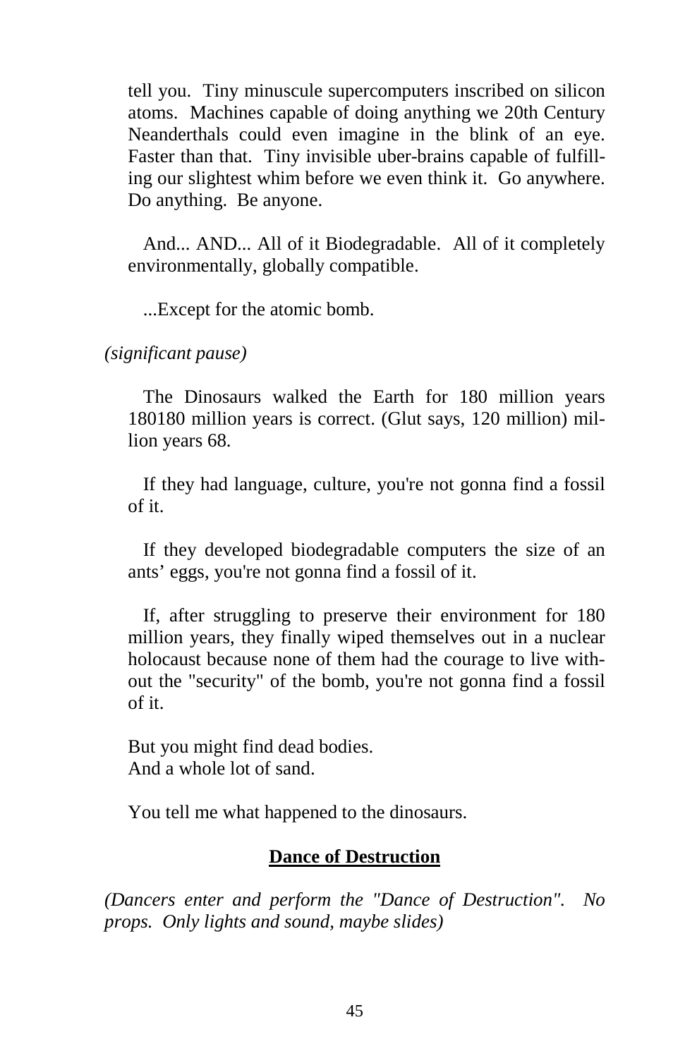tell you. Tiny minuscule supercomputers inscribed on silicon atoms. Machines capable of doing anything we 20th Century Neanderthals could even imagine in the blink of an eye. Faster than that. Tiny invisible uber-brains capable of fulfilling our slightest whim before we even think it. Go anywhere. Do anything. Be anyone.

And... AND... All of it Biodegradable. All of it completely environmentally, globally compatible.

...Except for the atomic bomb.

*(significant pause)*

The Dinosaurs walked the Earth for 180 million years 180180 million years is correct. (Glut says, 120 million) million years 68.

If they had language, culture, you're not gonna find a fossil of it.

If they developed biodegradable computers the size of an ants' eggs, you're not gonna find a fossil of it.

If, after struggling to preserve their environment for 180 million years, they finally wiped themselves out in a nuclear holocaust because none of them had the courage to live without the "security" of the bomb, you're not gonna find a fossil of it.

But you might find dead bodies.
And a whole lot of sand.

You tell me what happened to the dinosaurs.

## Dance of Destruction

*(Dancers enter and perform the "Dance of Destruction". No props. Only lights and sound, maybe slides)*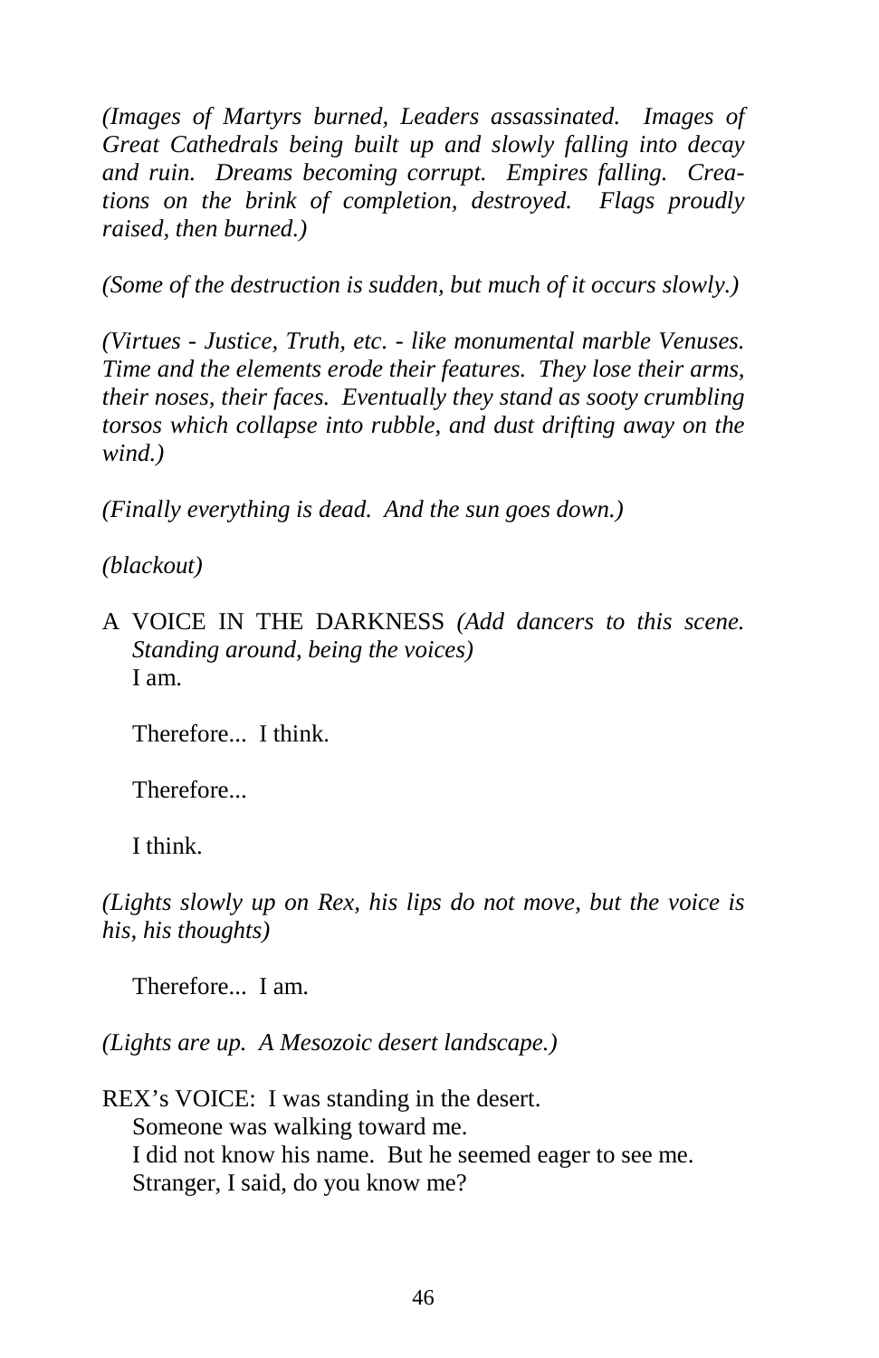*(Images of Martyrs burned, Leaders assassinated. Images of Great Cathedrals being built up and slowly falling into decay and ruin. Dreams becoming corrupt. Empires falling. Creations on the brink of completion, destroyed. Flags proudly raised, then burned.)*

*(Some of the destruction is sudden, but much of it occurs slowly.)*

*(Virtues - Justice, Truth, etc. - like monumental marble Venuses. Time and the elements erode their features. They lose their arms, their noses, their faces. Eventually they stand as sooty crumbling torsos which collapse into rubble, and dust drifting away on the wind.)*

*(Finally everything is dead. And the sun goes down.)*

*(blackout)*

A VOICE IN THE DARKNESS *(Add dancers to this scene. Standing around, being the voices)*
I am.

Therefore... I think.

Therefore...

I think.

*(Lights slowly up on Rex, his lips do not move, but the voice is his, his thoughts)*

Therefore... I am.

*(Lights are up. A Mesozoic desert landscape.)*

REX's VOICE: I was standing in the desert.
Someone was walking toward me.
I did not know his name. But he seemed eager to see me.
Stranger, I said, do you know me?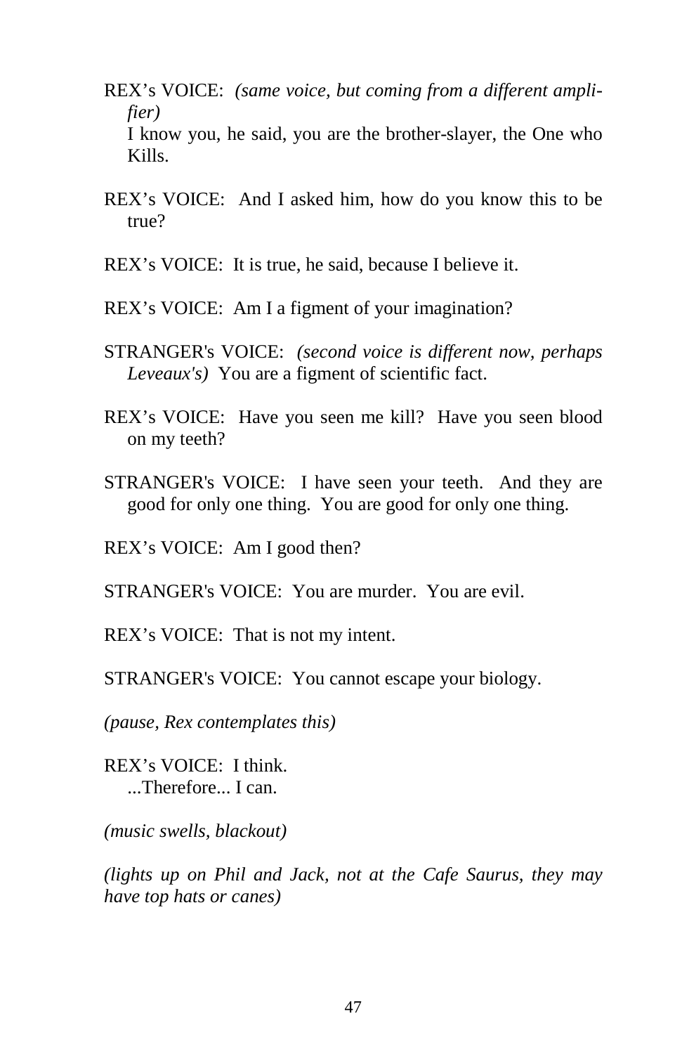REX's VOICE: *(same voice, but coming from a different amplifier)*
I know you, he said, you are the brother-slayer, the One who Kills.

REX's VOICE: And I asked him, how do you know this to be true?

REX's VOICE: It is true, he said, because I believe it.

REX's VOICE: Am I a figment of your imagination?

STRANGER's VOICE: *(second voice is different now, perhaps Leveaux's)* You are a figment of scientific fact.

REX's VOICE: Have you seen me kill? Have you seen blood on my teeth?

STRANGER's VOICE: I have seen your teeth. And they are good for only one thing. You are good for only one thing.

REX's VOICE: Am I good then?

STRANGER's VOICE: You are murder. You are evil.

REX's VOICE: That is not my intent.

STRANGER's VOICE: You cannot escape your biology.

*(pause, Rex contemplates this)*

REX's VOICE: I think.
...Therefore... I can.

*(music swells, blackout)*

*(lights up on Phil and Jack, not at the Cafe Saurus, they may have top hats or canes)*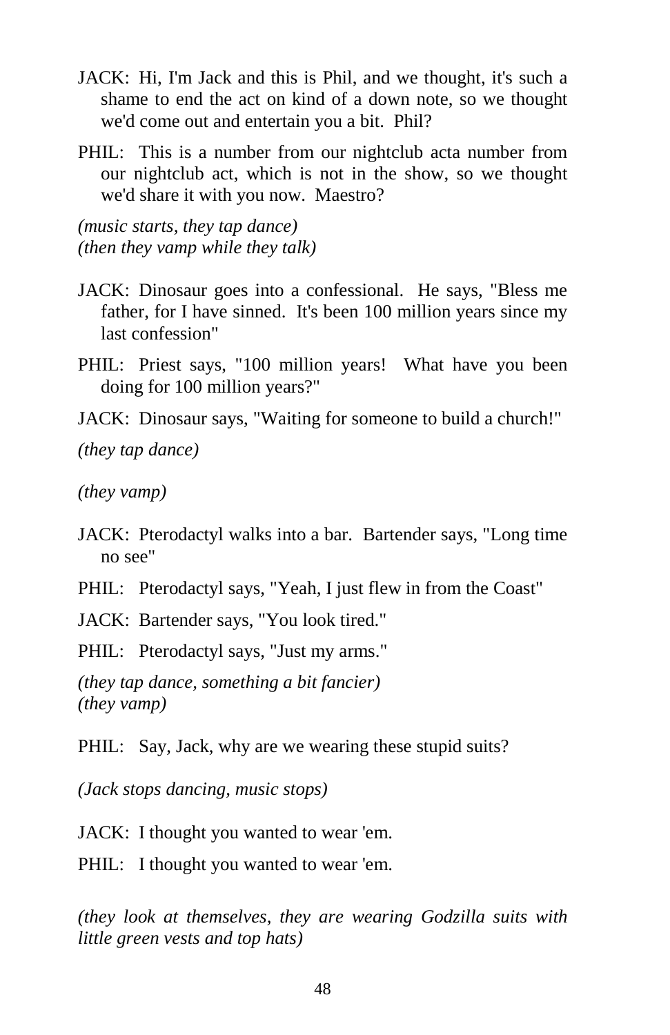JACK: Hi, I'm Jack and this is Phil, and we thought, it's such a shame to end the act on kind of a down note, so we thought we'd come out and entertain you a bit. Phil?

PHIL: This is a number from our nightclub acta number from our nightclub act, which is not in the show, so we thought we'd share it with you now. Maestro?

*(music starts, they tap dance)*
*(then they vamp while they talk)*

JACK: Dinosaur goes into a confessional. He says, "Bless me father, for I have sinned. It's been 100 million years since my last confession"

PHIL: Priest says, "100 million years! What have you been doing for 100 million years?"

JACK: Dinosaur says, "Waiting for someone to build a church!"

*(they tap dance)*

*(they vamp)*

JACK: Pterodactyl walks into a bar. Bartender says, "Long time no see"

PHIL: Pterodactyl says, "Yeah, I just flew in from the Coast"

JACK: Bartender says, "You look tired."

PHIL: Pterodactyl says, "Just my arms."

*(they tap dance, something a bit fancier)*
*(they vamp)*

PHIL: Say, Jack, why are we wearing these stupid suits?

*(Jack stops dancing, music stops)*

JACK: I thought you wanted to wear 'em.

PHIL: I thought you wanted to wear 'em.

*(they look at themselves, they are wearing Godzilla suits with little green vests and top hats)*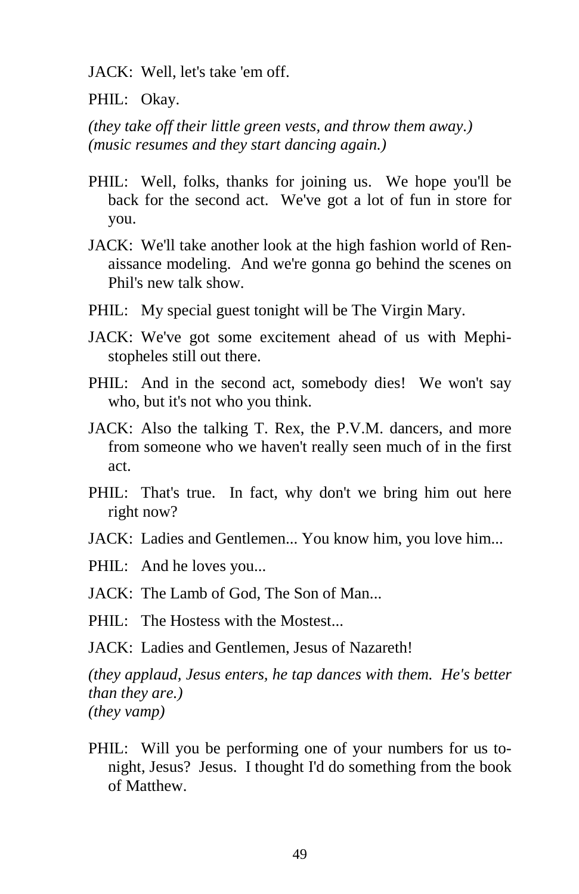JACK: Well, let's take 'em off.

PHIL: Okay.

*(they take off their little green vests, and throw them away.)*
*(music resumes and they start dancing again.)*

PHIL: Well, folks, thanks for joining us. We hope you'll be back for the second act. We've got a lot of fun in store for you.

JACK: We'll take another look at the high fashion world of Renaissance modeling. And we're gonna go behind the scenes on Phil's new talk show.

PHIL: My special guest tonight will be The Virgin Mary.

JACK: We've got some excitement ahead of us with Mephistopheles still out there.

PHIL: And in the second act, somebody dies! We won't say who, but it's not who you think.

JACK: Also the talking T. Rex, the P.V.M. dancers, and more from someone who we haven't really seen much of in the first act.

PHIL: That's true. In fact, why don't we bring him out here right now?

JACK: Ladies and Gentlemen... You know him, you love him...

PHIL: And he loves you...

JACK: The Lamb of God, The Son of Man...

PHIL: The Hostess with the Mostest...

JACK: Ladies and Gentlemen, Jesus of Nazareth!

*(they applaud, Jesus enters, he tap dances with them. He's better than they are.)*
*(they vamp)*

PHIL: Will you be performing one of your numbers for us tonight, Jesus? Jesus. I thought I'd do something from the book of Matthew.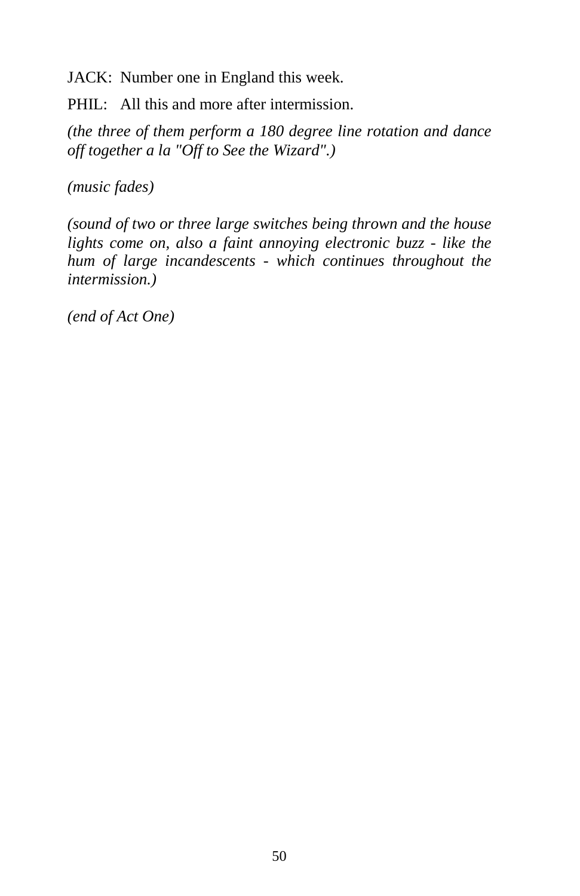JACK: Number one in England this week.

PHIL: All this and more after intermission.

*(the three of them perform a 180 degree line rotation and dance off together a la "Off to See the Wizard".)*

*(music fades)*

*(sound of two or three large switches being thrown and the house lights come on, also a faint annoying electronic buzz - like the hum of large incandescents - which continues throughout the intermission.)*

*(end of Act One)*